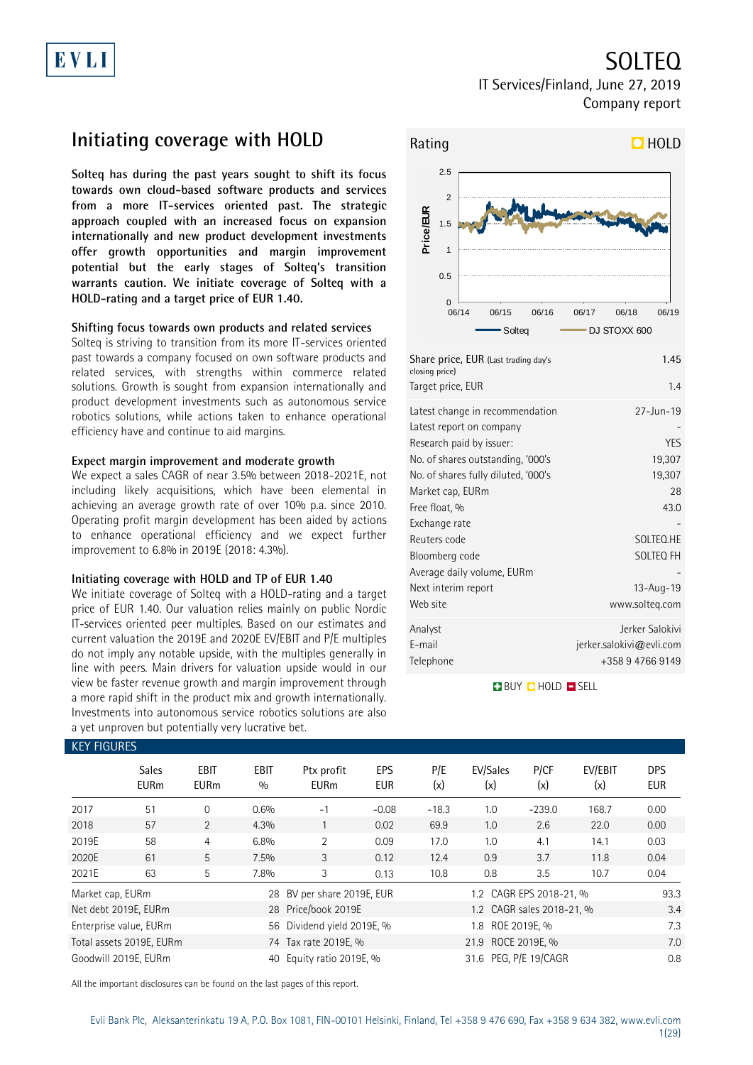EVLI

# SOLTEQ

IT Services/Finland, June 27, 2019
Company report

## Initiating coverage with HOLD

**Solteq has during the past years sought to shift its focus towards own cloud-based software products and services from a more IT-services oriented past. The strategic approach coupled with an increased focus on expansion internationally and new product development investments offer growth opportunities and margin improvement potential but the early stages of Solteq's transition warrants caution. We initiate coverage of Solteq with a HOLD-rating and a target price of EUR 1.40.**

### Shifting focus towards own products and related services

Solteq is striving to transition from its more IT-services oriented past towards a company focused on own software products and related services, with strengths within commerce related solutions. Growth is sought from expansion internationally and product development investments such as autonomous service robotics solutions, while actions taken to enhance operational efficiency have and continue to aid margins.

### Expect margin improvement and moderate growth

We expect a sales CAGR of near 3.5% between 2018-2021E, not including likely acquisitions, which have been elemental in achieving an average growth rate of over 10% p.a. since 2010. Operating profit margin development has been aided by actions to enhance operational efficiency and we expect further improvement to 6.8% in 2019E (2018: 4.3%).

### Initiating coverage with HOLD and TP of EUR 1.40

We initiate coverage of Solteq with a HOLD-rating and a target price of EUR 1.40. Our valuation relies mainly on public Nordic IT-services oriented peer multiples. Based on our estimates and current valuation the 2019E and 2020E EV/EBIT and P/E multiples do not imply any notable upside, with the multiples generally in line with peers. Main drivers for valuation upside would in our view be faster revenue growth and margin improvement through a more rapid shift in the product mix and growth internationally. Investments into autonomous service robotics solutions are also a yet unproven but potentially very lucrative bet.

Rating: HOLD

| | |
|---|---|
| Share price, EUR (Last trading day's closing price) | 1.45 |
| Target price, EUR | 1.4 |
| Latest change in recommendation | 27-Jun-19 |
| Latest report on company | - |
| Research paid by issuer: | YES |
| No. of shares outstanding, '000's | 19,307 |
| No. of shares fully diluted, '000's | 19,307 |
| Market cap, EURm | 28 |
| Free float, % | 43.0 |
| Exchange rate | - |
| Reuters code | SOLTEQ.HE |
| Bloomberg code | SOLTEQ FH |
| Average daily volume, EURm | - |
| Next interim report | 13-Aug-19 |
| Web site | www.solteq.com |
| Analyst | Jerker Salokivi |
| E-mail | jerker.salokivi@evli.com |
| Telephone | +358 9 4766 9149 |

BUY HOLD SELL

### KEY FIGURES

| | Sales EURm | EBIT EURm | EBIT % | Ptx profit EURm | EPS EUR | P/E (x) | EV/Sales (x) | P/CF (x) | EV/EBIT (x) | DPS EUR |
|---|---|---|---|---|---|---|---|---|---|---|
| 2017 | 51 | 0 | 0.6% | -1 | -0.08 | -18.3 | 1.0 | -239.0 | 168.7 | 0.00 |
| 2018 | 57 | 2 | 4.3% | 1 | 0.02 | 69.9 | 1.0 | 2.6 | 22.0 | 0.00 |
| 2019E | 58 | 4 | 6.8% | 2 | 0.09 | 17.0 | 1.0 | 4.1 | 14.1 | 0.03 |
| 2020E | 61 | 5 | 7.5% | 3 | 0.12 | 12.4 | 0.9 | 3.7 | 11.8 | 0.04 |
| 2021E | 63 | 5 | 7.8% | 3 | 0.13 | 10.8 | 0.8 | 3.5 | 10.7 | 0.04 |

| | | | | | |
|---|---|---|---|---|---|
| Market cap, EURm | 28 | BV per share 2019E, EUR | 1.2 | CAGR EPS 2018-21, % | 93.3 |
| Net debt 2019E, EURm | 28 | Price/book 2019E | 1.2 | CAGR sales 2018-21, % | 3.4 |
| Enterprise value, EURm | 56 | Dividend yield 2019E, % | 1.8 | ROE 2019E, % | 7.3 |
| Total assets 2019E, EURm | 74 | Tax rate 2019E, % | 21.9 | ROCE 2019E, % | 7.0 |
| Goodwill 2019E, EURm | 40 | Equity ratio 2019E, % | 31.6 | PEG, P/E 19/CAGR | 0.8 |

All the important disclosures can be found on the last pages of this report.

Evli Bank Plc, Aleksanterinkatu 19 A, P.O. Box 1081, FIN-00101 Helsinki, Finland, Tel +358 9 476 690, Fax +358 9 634 382, www.evli.com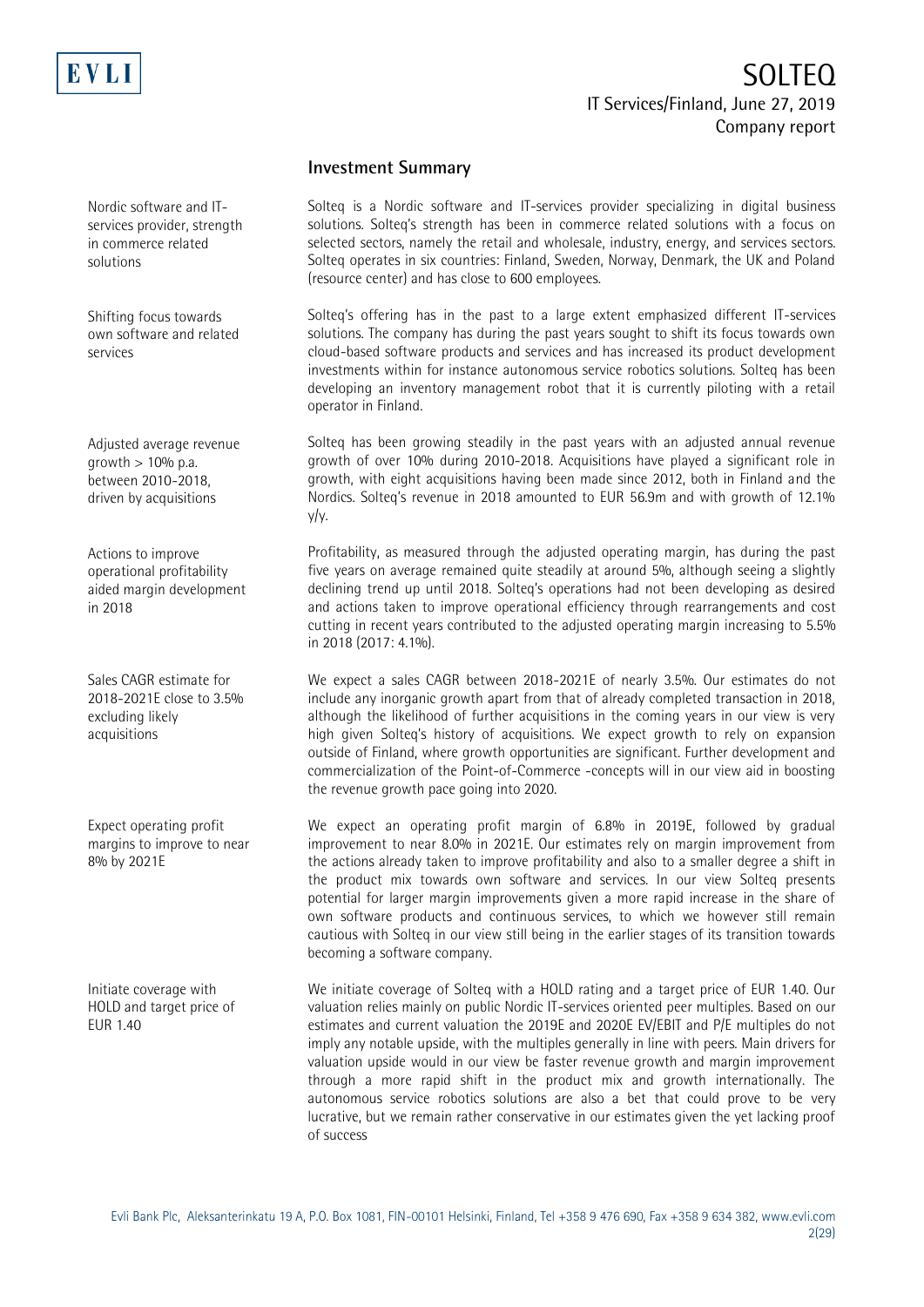## Investment Summary

**Nordic software and IT-services provider, strength in commerce related solutions**

Solteq is a Nordic software and IT-services provider specializing in digital business solutions. Solteq's strength has been in commerce related solutions with a focus on selected sectors, namely the retail and wholesale, industry, energy, and services sectors. Solteq operates in six countries: Finland, Sweden, Norway, Denmark, the UK and Poland (resource center) and has close to 600 employees.

**Shifting focus towards own software and related services**

Solteq's offering has in the past to a large extent emphasized different IT-services solutions. The company has during the past years sought to shift its focus towards own cloud-based software products and services and has increased its product development investments within for instance autonomous service robotics solutions. Solteq has been developing an inventory management robot that it is currently piloting with a retail operator in Finland.

**Adjusted average revenue growth > 10% p.a. between 2010-2018, driven by acquisitions**

Solteq has been growing steadily in the past years with an adjusted annual revenue growth of over 10% during 2010-2018. Acquisitions have played a significant role in growth, with eight acquisitions having been made since 2012, both in Finland and the Nordics. Solteq's revenue in 2018 amounted to EUR 56.9m and with growth of 12.1% y/y.

**Actions to improve operational profitability aided margin development in 2018**

Profitability, as measured through the adjusted operating margin, has during the past five years on average remained quite steadily at around 5%, although seeing a slightly declining trend up until 2018. Solteq's operations had not been developing as desired and actions taken to improve operational efficiency through rearrangements and cost cutting in recent years contributed to the adjusted operating margin increasing to 5.5% in 2018 (2017: 4.1%).

**Sales CAGR estimate for 2018-2021E close to 3.5% excluding likely acquisitions**

We expect a sales CAGR between 2018-2021E of nearly 3.5%. Our estimates do not include any inorganic growth apart from that of already completed transaction in 2018, although the likelihood of further acquisitions in the coming years in our view is very high given Solteq's history of acquisitions. We expect growth to rely on expansion outside of Finland, where growth opportunities are significant. Further development and commercialization of the Point-of-Commerce -concepts will in our view aid in boosting the revenue growth pace going into 2020.

**Expect operating profit margins to improve to near 8% by 2021E**

We expect an operating profit margin of 6.8% in 2019E, followed by gradual improvement to near 8.0% in 2021E. Our estimates rely on margin improvement from the actions already taken to improve profitability and also to a smaller degree a shift in the product mix towards own software and services. In our view Solteq presents potential for larger margin improvements given a more rapid increase in the share of own software products and continuous services, to which we however still remain cautious with Solteq in our view still being in the earlier stages of its transition towards becoming a software company.

**Initiate coverage with HOLD and target price of EUR 1.40**

We initiate coverage of Solteq with a HOLD rating and a target price of EUR 1.40. Our valuation relies mainly on public Nordic IT-services oriented peer multiples. Based on our estimates and current valuation the 2019E and 2020E EV/EBIT and P/E multiples do not imply any notable upside, with the multiples generally in line with peers. Main drivers for valuation upside would in our view be faster revenue growth and margin improvement through a more rapid shift in the product mix and growth internationally. The autonomous service robotics solutions are also a bet that could prove to be very lucrative, but we remain rather conservative in our estimates given the yet lacking proof of success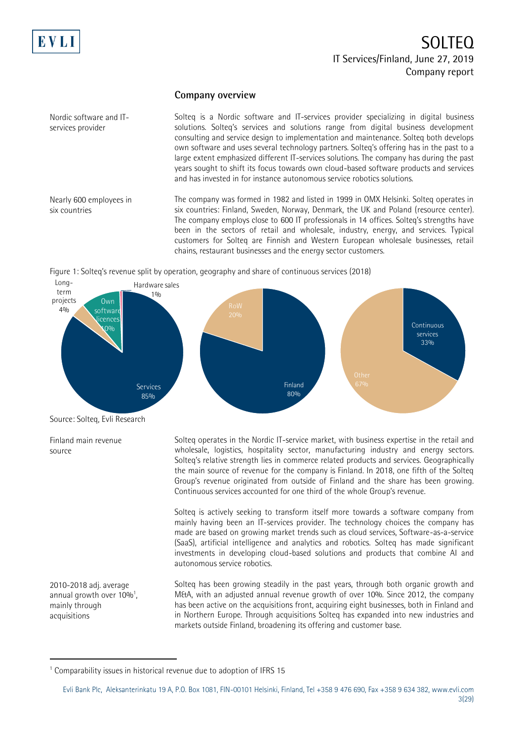## Company overview

Nordic software and IT-services provider

Solteq is a Nordic software and IT-services provider specializing in digital business solutions. Solteq's services and solutions range from digital business development consulting and service design to implementation and maintenance. Solteq both develops own software and uses several technology partners. Solteq's offering has in the past to a large extent emphasized different IT-services solutions. The company has during the past years sought to shift its focus towards own cloud-based software products and services and has invested in for instance autonomous service robotics solutions.

Nearly 600 employees in six countries

The company was formed in 1982 and listed in 1999 in OMX Helsinki. Solteq operates in six countries: Finland, Sweden, Norway, Denmark, the UK and Poland (resource center). The company employs close to 600 IT professionals in 14 offices. Solteq's strengths have been in the sectors of retail and wholesale, industry, energy, and services. Typical customers for Solteq are Finnish and Western European wholesale businesses, retail chains, restaurant businesses and the energy sector customers.

Figure 1: Solteq's revenue split by operation, geography and share of continuous services (2018)

| Operation | Share |
|---|---|
| Services | 85% |
| Own software licences | 10% |
| Long-term projects | 4% |
| Hardware sales | 1% |

| Geography | Share |
|---|---|
| Finland | 80% |
| RoW | 20% |

| Type | Share |
|---|---|
| Continuous services | 33% |
| Other | 67% |

Source: Solteq, Evli Research

Finland main revenue source

Solteq operates in the Nordic IT-service market, with business expertise in the retail and wholesale, logistics, hospitality sector, manufacturing industry and energy sectors. Solteq's relative strength lies in commerce related products and services. Geographically the main source of revenue for the company is Finland. In 2018, one fifth of the Solteq Group's revenue originated from outside of Finland and the share has been growing. Continuous services accounted for one third of the whole Group's revenue.

Solteq is actively seeking to transform itself more towards a software company from mainly having been an IT-services provider. The technology choices the company has made are based on growing market trends such as cloud services, Software-as-a-service (SaaS), artificial intelligence and analytics and robotics. Solteq has made significant investments in developing cloud-based solutions and products that combine AI and autonomous service robotics.

2010-2018 adj. average annual growth over 10%[1], mainly through acquisitions

Solteq has been growing steadily in the past years, through both organic growth and M&A, with an adjusted annual revenue growth of over 10%. Since 2012, the company has been active on the acquisitions front, acquiring eight businesses, both in Finland and in Northern Europe. Through acquisitions Solteq has expanded into new industries and markets outside Finland, broadening its offering and customer base.

[1] Comparability issues in historical revenue due to adoption of IFRS 15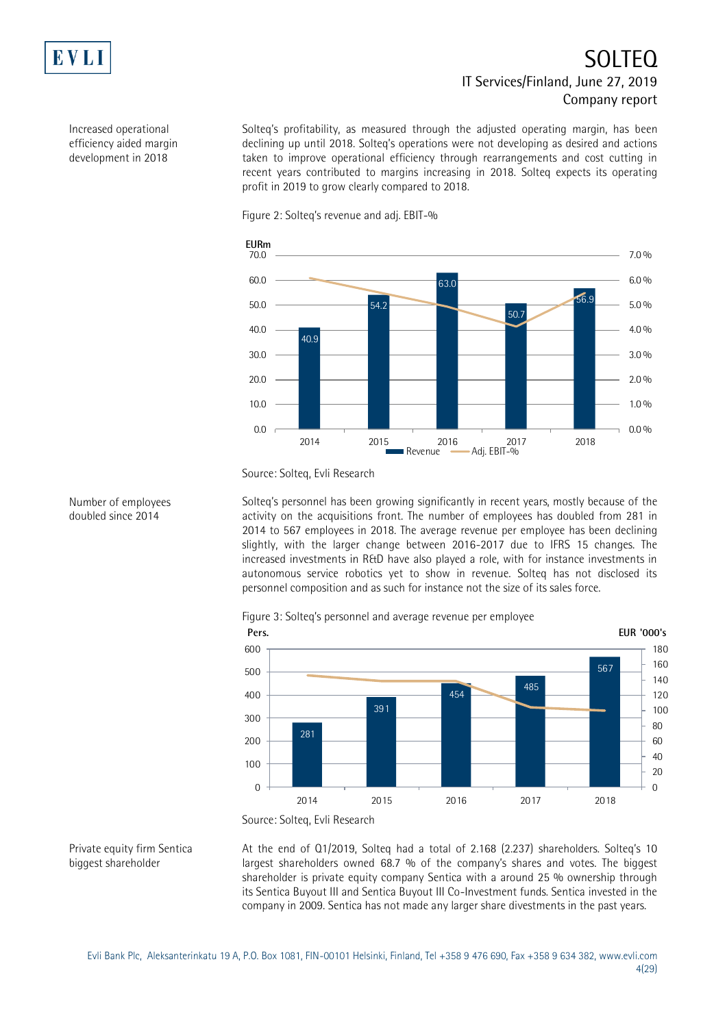Increased operational efficiency aided margin development in 2018

Solteq's profitability, as measured through the adjusted operating margin, has been declining up until 2018. Solteq's operations were not developing as desired and actions taken to improve operational efficiency through rearrangements and cost cutting in recent years contributed to margins increasing in 2018. Solteq expects its operating profit in 2019 to grow clearly compared to 2018.

Figure 2: Solteq's revenue and adj. EBIT-%

| | 2014 | 2015 | 2016 | 2017 | 2018 |
|---|---|---|---|---|---|
| Revenue (EURm) | 40.9 | 54.2 | 63.0 | 50.7 | 56.9 |

Source: Solteq, Evli Research

Number of employees doubled since 2014

Solteq's personnel has been growing significantly in recent years, mostly because of the activity on the acquisitions front. The number of employees has doubled from 281 in 2014 to 567 employees in 2018. The average revenue per employee has been declining slightly, with the larger change between 2016-2017 due to IFRS 15 changes. The increased investments in R&D have also played a role, with for instance investments in autonomous service robotics yet to show in revenue. Solteq has not disclosed its personnel composition and as such for instance not the size of its sales force.

Figure 3: Solteq's personnel and average revenue per employee

| | 2014 | 2015 | 2016 | 2017 | 2018 |
|---|---|---|---|---|---|
| Pers. | 281 | 391 | 454 | 485 | 567 |

Source: Solteq, Evli Research

Private equity firm Sentica biggest shareholder

At the end of Q1/2019, Solteq had a total of 2.168 (2.237) shareholders. Solteq's 10 largest shareholders owned 68.7 % of the company's shares and votes. The biggest shareholder is private equity company Sentica with a around 25 % ownership through its Sentica Buyout III and Sentica Buyout III Co-Investment funds. Sentica invested in the company in 2009. Sentica has not made any larger share divestments in the past years.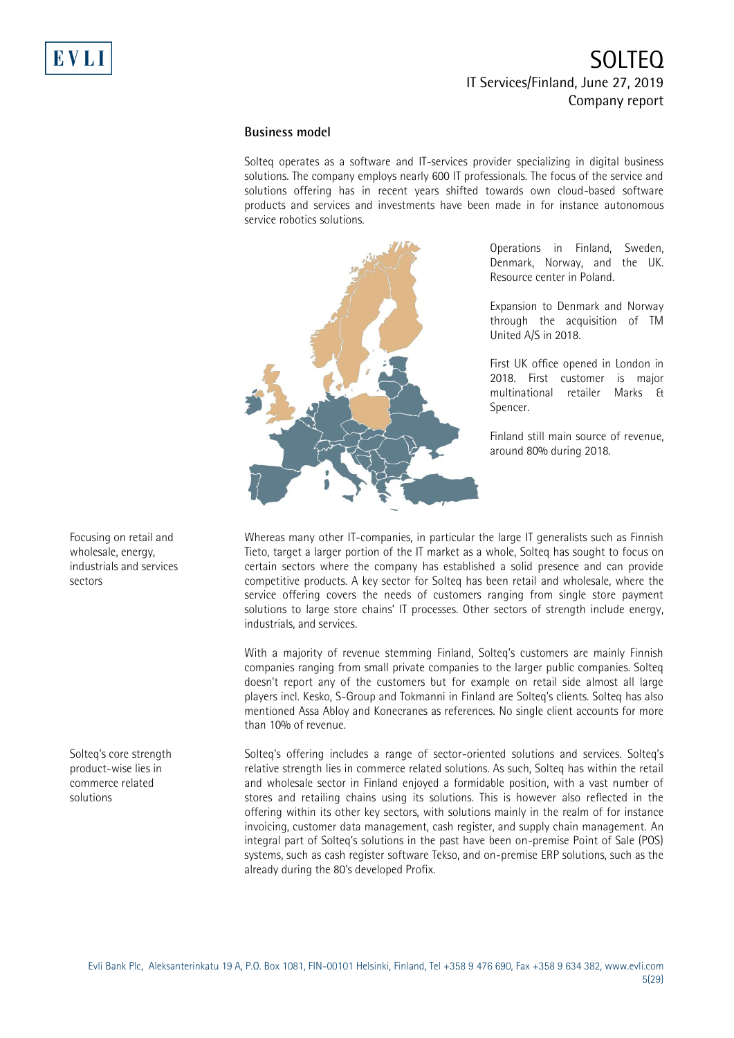## Business model

Solteq operates as a software and IT-services provider specializing in digital business solutions. The company employs nearly 600 IT professionals. The focus of the service and solutions offering has in recent years shifted towards own cloud-based software products and services and investments have been made in for instance autonomous service robotics solutions.

Operations in Finland, Sweden, Denmark, Norway, and the UK. Resource center in Poland.

Expansion to Denmark and Norway through the acquisition of TM United A/S in 2018.

First UK office opened in London in 2018. First customer is major multinational retailer Marks & Spencer.

Finland still main source of revenue, around 80% during 2018.

Focusing on retail and wholesale, energy, industrials and services sectors

Whereas many other IT-companies, in particular the large IT generalists such as Finnish Tieto, target a larger portion of the IT market as a whole, Solteq has sought to focus on certain sectors where the company has established a solid presence and can provide competitive products. A key sector for Solteq has been retail and wholesale, where the service offering covers the needs of customers ranging from single store payment solutions to large store chains' IT processes. Other sectors of strength include energy, industrials, and services.

With a majority of revenue stemming Finland, Solteq's customers are mainly Finnish companies ranging from small private companies to the larger public companies. Solteq doesn't report any of the customers but for example on retail side almost all large players incl. Kesko, S-Group and Tokmanni in Finland are Solteq's clients. Solteq has also mentioned Assa Abloy and Konecranes as references. No single client accounts for more than 10% of revenue.

Solteq's core strength product-wise lies in commerce related solutions

Solteq's offering includes a range of sector-oriented solutions and services. Solteq's relative strength lies in commerce related solutions. As such, Solteq has within the retail and wholesale sector in Finland enjoyed a formidable position, with a vast number of stores and retailing chains using its solutions. This is however also reflected in the offering within its other key sectors, with solutions mainly in the realm of for instance invoicing, customer data management, cash register, and supply chain management. An integral part of Solteq's solutions in the past have been on-premise Point of Sale (POS) systems, such as cash register software Tekso, and on-premise ERP solutions, such as the already during the 80's developed Profix.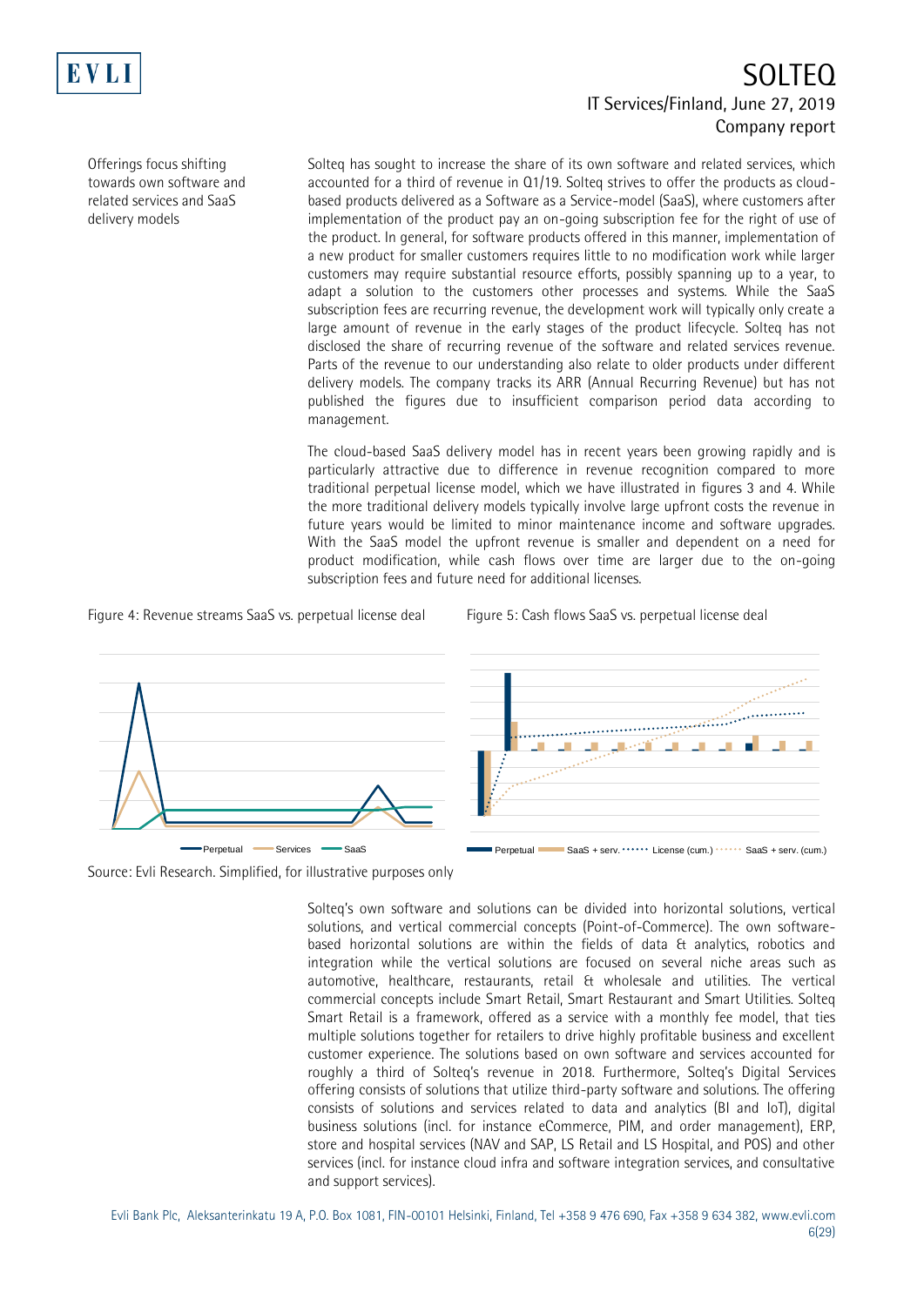Offerings focus shifting towards own software and related services and SaaS delivery models

Solteq has sought to increase the share of its own software and related services, which accounted for a third of revenue in Q1/19. Solteq strives to offer the products as cloud-based products delivered as a Software as a Service-model (SaaS), where customers after implementation of the product pay an on-going subscription fee for the right of use of the product. In general, for software products offered in this manner, implementation of a new product for smaller customers requires little to no modification work while larger customers may require substantial resource efforts, possibly spanning up to a year, to adapt a solution to the customers other processes and systems. While the SaaS subscription fees are recurring revenue, the development work will typically only create a large amount of revenue in the early stages of the product lifecycle. Solteq has not disclosed the share of recurring revenue of the software and related services revenue. Parts of the revenue to our understanding also relate to older products under different delivery models. The company tracks its ARR (Annual Recurring Revenue) but has not published the figures due to insufficient comparison period data according to management.

The cloud-based SaaS delivery model has in recent years been growing rapidly and is particularly attractive due to difference in revenue recognition compared to more traditional perpetual license model, which we have illustrated in figures 3 and 4. While the more traditional delivery models typically involve large upfront costs the revenue in future years would be limited to minor maintenance income and software upgrades. With the SaaS model the upfront revenue is smaller and dependent on a need for product modification, while cash flows over time are larger due to the on-going subscription fees and future need for additional licenses.

Figure 4: Revenue streams SaaS vs. perpetual license deal

Figure 5: Cash flows SaaS vs. perpetual license deal

Source: Evli Research. Simplified, for illustrative purposes only

Solteq's own software and solutions can be divided into horizontal solutions, vertical solutions, and vertical commercial concepts (Point-of-Commerce). The own software-based horizontal solutions are within the fields of data & analytics, robotics and integration while the vertical solutions are focused on several niche areas such as automotive, healthcare, restaurants, retail & wholesale and utilities. The vertical commercial concepts include Smart Retail, Smart Restaurant and Smart Utilities. Solteq Smart Retail is a framework, offered as a service with a monthly fee model, that ties multiple solutions together for retailers to drive highly profitable business and excellent customer experience. The solutions based on own software and services accounted for roughly a third of Solteq's revenue in 2018. Furthermore, Solteq's Digital Services offering consists of solutions that utilize third-party software and solutions. The offering consists of solutions and services related to data and analytics (BI and IoT), digital business solutions (incl. for instance eCommerce, PIM, and order management), ERP, store and hospital services (NAV and SAP, LS Retail and LS Hospital, and POS) and other services (incl. for instance cloud infra and software integration services, and consultative and support services).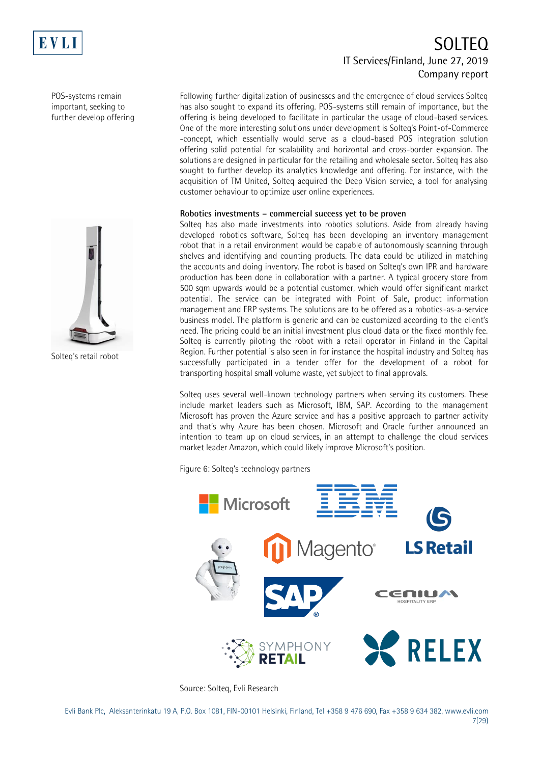POS-systems remain important, seeking to further develop offering

Following further digitalization of businesses and the emergence of cloud services Solteq has also sought to expand its offering. POS-systems still remain of importance, but the offering is being developed to facilitate in particular the usage of cloud-based services. One of the more interesting solutions under development is Solteq's Point-of-Commerce -concept, which essentially would serve as a cloud-based POS integration solution offering solid potential for scalability and horizontal and cross-border expansion. The solutions are designed in particular for the retailing and wholesale sector. Solteq has also sought to further develop its analytics knowledge and offering. For instance, with the acquisition of TM United, Solteq acquired the Deep Vision service, a tool for analysing customer behaviour to optimize user online experiences.

**Robotics investments – commercial success yet to be proven**

Solteq has also made investments into robotics solutions. Aside from already having developed robotics software, Solteq has been developing an inventory management robot that in a retail environment would be capable of autonomously scanning through shelves and identifying and counting products. The data could be utilized in matching the accounts and doing inventory. The robot is based on Solteq's own IPR and hardware production has been done in collaboration with a partner. A typical grocery store from 500 sqm upwards would be a potential customer, which would offer significant market potential. The service can be integrated with Point of Sale, product information management and ERP systems. The solutions are to be offered as a robotics-as-a-service business model. The platform is generic and can be customized according to the client's need. The pricing could be an initial investment plus cloud data or the fixed monthly fee. Solteq is currently piloting the robot with a retail operator in Finland in the Capital Region. Further potential is also seen in for instance the hospital industry and Solteq has successfully participated in a tender offer for the development of a robot for transporting hospital small volume waste, yet subject to final approvals.

Solteq's retail robot

Solteq uses several well-known technology partners when serving its customers. These include market leaders such as Microsoft, IBM, SAP. According to the management Microsoft has proven the Azure service and has a positive approach to partner activity and that's why Azure has been chosen. Microsoft and Oracle further announced an intention to team up on cloud services, in an attempt to challenge the cloud services market leader Amazon, which could likely improve Microsoft's position.

Figure 6: Solteq's technology partners

Source: Solteq, Evli Research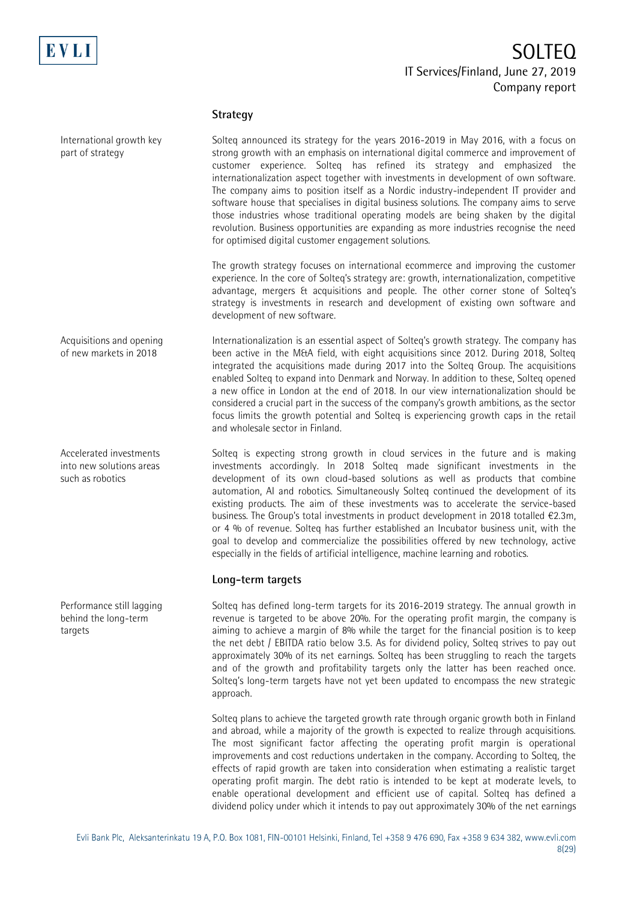## Strategy

International growth key part of strategy

Solteq announced its strategy for the years 2016-2019 in May 2016, with a focus on strong growth with an emphasis on international digital commerce and improvement of customer experience. Solteq has refined its strategy and emphasized the internationalization aspect together with investments in development of own software. The company aims to position itself as a Nordic industry-independent IT provider and software house that specialises in digital business solutions. The company aims to serve those industries whose traditional operating models are being shaken by the digital revolution. Business opportunities are expanding as more industries recognise the need for optimised digital customer engagement solutions.

The growth strategy focuses on international ecommerce and improving the customer experience. In the core of Solteq's strategy are: growth, internationalization, competitive advantage, mergers & acquisitions and people. The other corner stone of Solteq's strategy is investments in research and development of existing own software and development of new software.

Acquisitions and opening of new markets in 2018

Internationalization is an essential aspect of Solteq's growth strategy. The company has been active in the M&A field, with eight acquisitions since 2012. During 2018, Solteq integrated the acquisitions made during 2017 into the Solteq Group. The acquisitions enabled Solteq to expand into Denmark and Norway. In addition to these, Solteq opened a new office in London at the end of 2018. In our view internationalization should be considered a crucial part in the success of the company's growth ambitions, as the sector focus limits the growth potential and Solteq is experiencing growth caps in the retail and wholesale sector in Finland.

Accelerated investments into new solutions areas such as robotics

Solteq is expecting strong growth in cloud services in the future and is making investments accordingly. In 2018 Solteq made significant investments in the development of its own cloud-based solutions as well as products that combine automation, AI and robotics. Simultaneously Solteq continued the development of its existing products. The aim of these investments was to accelerate the service-based business. The Group's total investments in product development in 2018 totalled €2.3m, or 4 % of revenue. Solteq has further established an Incubator business unit, with the goal to develop and commercialize the possibilities offered by new technology, active especially in the fields of artificial intelligence, machine learning and robotics.

## Long-term targets

Performance still lagging behind the long-term targets

Solteq has defined long-term targets for its 2016-2019 strategy. The annual growth in revenue is targeted to be above 20%. For the operating profit margin, the company is aiming to achieve a margin of 8% while the target for the financial position is to keep the net debt / EBITDA ratio below 3.5. As for dividend policy, Solteq strives to pay out approximately 30% of its net earnings. Solteq has been struggling to reach the targets and of the growth and profitability targets only the latter has been reached once. Solteq's long-term targets have not yet been updated to encompass the new strategic approach.

Solteq plans to achieve the targeted growth rate through organic growth both in Finland and abroad, while a majority of the growth is expected to realize through acquisitions. The most significant factor affecting the operating profit margin is operational improvements and cost reductions undertaken in the company. According to Solteq, the effects of rapid growth are taken into consideration when estimating a realistic target operating profit margin. The debt ratio is intended to be kept at moderate levels, to enable operational development and efficient use of capital. Solteq has defined a dividend policy under which it intends to pay out approximately 30% of the net earnings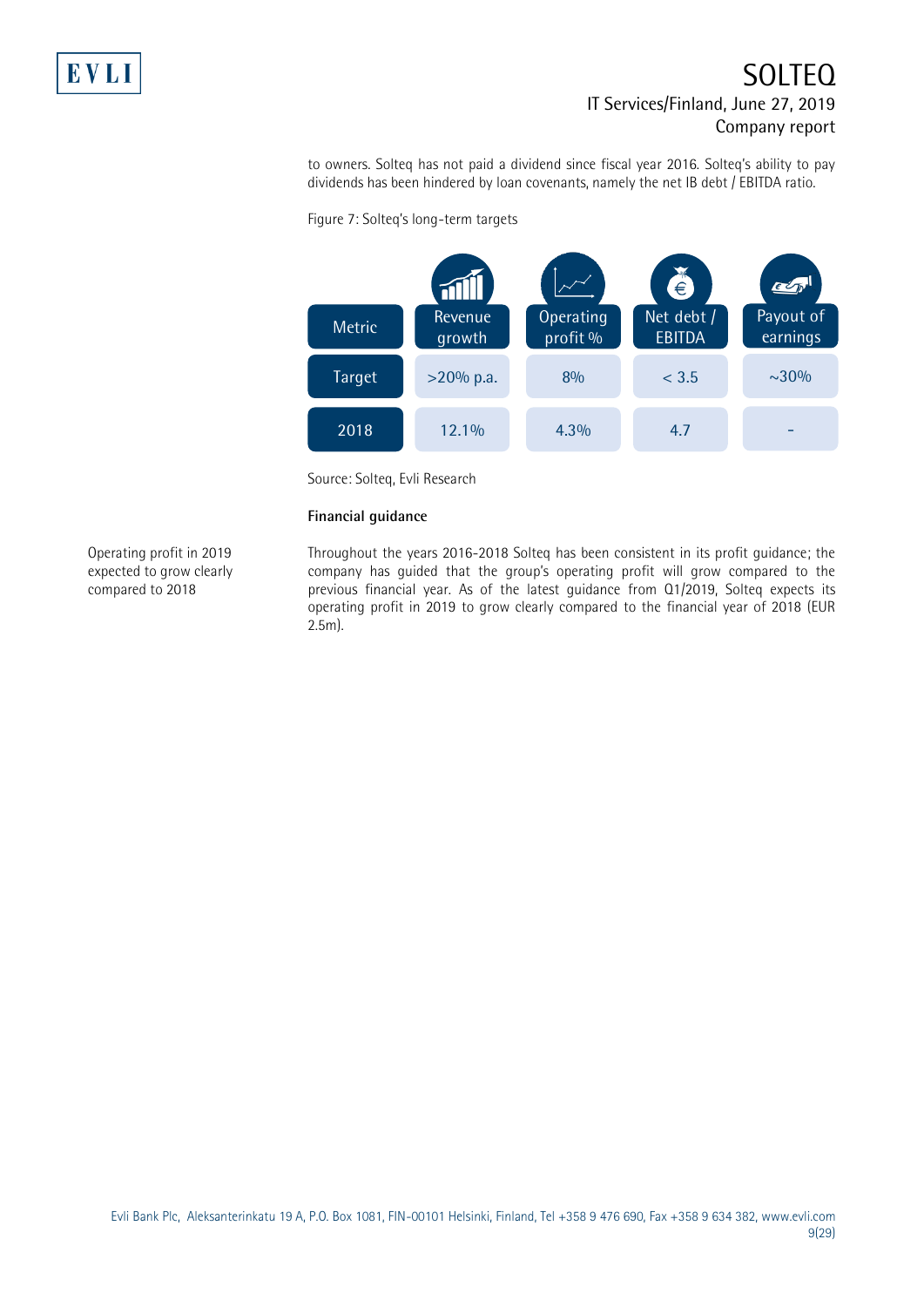to owners. Solteq has not paid a dividend since fiscal year 2016. Solteq's ability to pay dividends has been hindered by loan covenants, namely the net IB debt / EBITDA ratio.

Figure 7: Solteq's long-term targets

| Metric | Revenue growth | Operating profit % | Net debt / EBITDA | Payout of earnings |
|---|---|---|---|---|
| Target | >20% p.a. | 8% | < 3.5 | ~30% |
| 2018 | 12.1% | 4.3% | 4.7 | - |

Source: Solteq, Evli Research

**Financial guidance**

Operating profit in 2019 expected to grow clearly compared to 2018

Throughout the years 2016-2018 Solteq has been consistent in its profit guidance; the company has guided that the group's operating profit will grow compared to the previous financial year. As of the latest guidance from Q1/2019, Solteq expects its operating profit in 2019 to grow clearly compared to the financial year of 2018 (EUR 2.5m).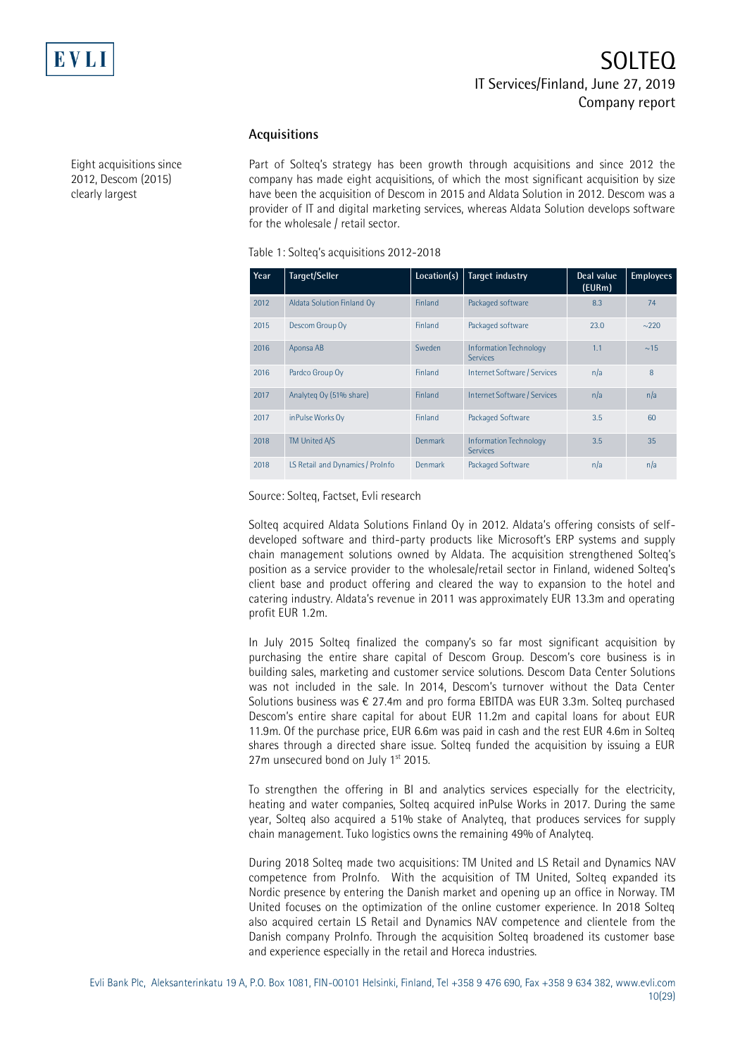## Acquisitions

Eight acquisitions since 2012, Descom (2015) clearly largest

Part of Solteq's strategy has been growth through acquisitions and since 2012 the company has made eight acquisitions, of which the most significant acquisition by size have been the acquisition of Descom in 2015 and Aldata Solution in 2012. Descom was a provider of IT and digital marketing services, whereas Aldata Solution develops software for the wholesale / retail sector.

Table 1: Solteq's acquisitions 2012-2018

| Year | Target/Seller | Location(s) | Target industry | Deal value (EURm) | Employees |
|---|---|---|---|---|---|
| 2012 | Aldata Solution Finland Oy | Finland | Packaged software | 8.3 | 74 |
| 2015 | Descom Group Oy | Finland | Packaged software | 23.0 | ~220 |
| 2016 | Aponsa AB | Sweden | Information Technology Services | 1.1 | ~15 |
| 2016 | Pardco Group Oy | Finland | Internet Software / Services | n/a | 8 |
| 2017 | Analyteq Oy (51% share) | Finland | Internet Software / Services | n/a | n/a |
| 2017 | inPulse Works Oy | Finland | Packaged Software | 3.5 | 60 |
| 2018 | TM United A/S | Denmark | Information Technology Services | 3.5 | 35 |
| 2018 | LS Retail and Dynamics / ProInfo | Denmark | Packaged Software | n/a | n/a |

Source: Solteq, Factset, Evli research

Solteq acquired Aldata Solutions Finland Oy in 2012. Aldata's offering consists of self-developed software and third-party products like Microsoft's ERP systems and supply chain management solutions owned by Aldata. The acquisition strengthened Solteq's position as a service provider to the wholesale/retail sector in Finland, widened Solteq's client base and product offering and cleared the way to expansion to the hotel and catering industry. Aldata's revenue in 2011 was approximately EUR 13.3m and operating profit EUR 1.2m.

In July 2015 Solteq finalized the company's so far most significant acquisition by purchasing the entire share capital of Descom Group. Descom's core business is in building sales, marketing and customer service solutions. Descom Data Center Solutions was not included in the sale. In 2014, Descom's turnover without the Data Center Solutions business was € 27.4m and pro forma EBITDA was EUR 3.3m. Solteq purchased Descom's entire share capital for about EUR 11.2m and capital loans for about EUR 11.9m. Of the purchase price, EUR 6.6m was paid in cash and the rest EUR 4.6m in Solteq shares through a directed share issue. Solteq funded the acquisition by issuing a EUR 27m unsecured bond on July 1st 2015.

To strengthen the offering in BI and analytics services especially for the electricity, heating and water companies, Solteq acquired inPulse Works in 2017. During the same year, Solteq also acquired a 51% stake of Analyteq, that produces services for supply chain management. Tuko logistics owns the remaining 49% of Analyteq.

During 2018 Solteq made two acquisitions: TM United and LS Retail and Dynamics NAV competence from ProInfo. With the acquisition of TM United, Solteq expanded its Nordic presence by entering the Danish market and opening up an office in Norway. TM United focuses on the optimization of the online customer experience. In 2018 Solteq also acquired certain LS Retail and Dynamics NAV competence and clientele from the Danish company ProInfo. Through the acquisition Solteq broadened its customer base and experience especially in the retail and Horeca industries.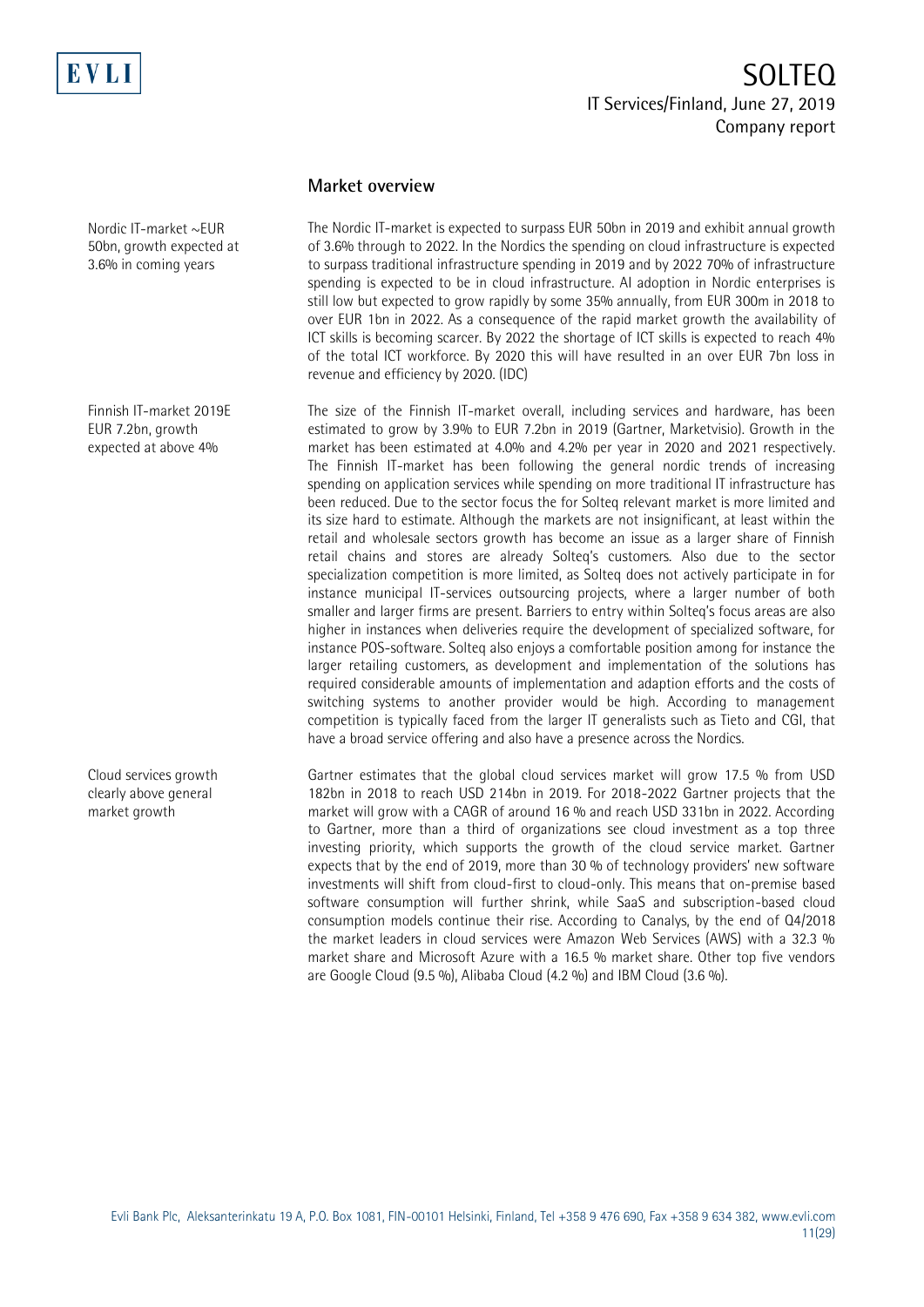## Market overview

Nordic IT-market ~EUR 50bn, growth expected at 3.6% in coming years

The Nordic IT-market is expected to surpass EUR 50bn in 2019 and exhibit annual growth of 3.6% through to 2022. In the Nordics the spending on cloud infrastructure is expected to surpass traditional infrastructure spending in 2019 and by 2022 70% of infrastructure spending is expected to be in cloud infrastructure. AI adoption in Nordic enterprises is still low but expected to grow rapidly by some 35% annually, from EUR 300m in 2018 to over EUR 1bn in 2022. As a consequence of the rapid market growth the availability of ICT skills is becoming scarcer. By 2022 the shortage of ICT skills is expected to reach 4% of the total ICT workforce. By 2020 this will have resulted in an over EUR 7bn loss in revenue and efficiency by 2020. (IDC)

Finnish IT-market 2019E EUR 7.2bn, growth expected at above 4%

The size of the Finnish IT-market overall, including services and hardware, has been estimated to grow by 3.9% to EUR 7.2bn in 2019 (Gartner, Marketvisio). Growth in the market has been estimated at 4.0% and 4.2% per year in 2020 and 2021 respectively. The Finnish IT-market has been following the general nordic trends of increasing spending on application services while spending on more traditional IT infrastructure has been reduced. Due to the sector focus the for Solteq relevant market is more limited and its size hard to estimate. Although the markets are not insignificant, at least within the retail and wholesale sectors growth has become an issue as a larger share of Finnish retail chains and stores are already Solteq's customers. Also due to the sector specialization competition is more limited, as Solteq does not actively participate in for instance municipal IT-services outsourcing projects, where a larger number of both smaller and larger firms are present. Barriers to entry within Solteq's focus areas are also higher in instances when deliveries require the development of specialized software, for instance POS-software. Solteq also enjoys a comfortable position among for instance the larger retailing customers, as development and implementation of the solutions has required considerable amounts of implementation and adaption efforts and the costs of switching systems to another provider would be high. According to management competition is typically faced from the larger IT generalists such as Tieto and CGI, that have a broad service offering and also have a presence across the Nordics.

Cloud services growth clearly above general market growth

Gartner estimates that the global cloud services market will grow 17.5 % from USD 182bn in 2018 to reach USD 214bn in 2019. For 2018-2022 Gartner projects that the market will grow with a CAGR of around 16 % and reach USD 331bn in 2022. According to Gartner, more than a third of organizations see cloud investment as a top three investing priority, which supports the growth of the cloud service market. Gartner expects that by the end of 2019, more than 30 % of technology providers' new software investments will shift from cloud-first to cloud-only. This means that on-premise based software consumption will further shrink, while SaaS and subscription-based cloud consumption models continue their rise. According to Canalys, by the end of Q4/2018 the market leaders in cloud services were Amazon Web Services (AWS) with a 32.3 % market share and Microsoft Azure with a 16.5 % market share. Other top five vendors are Google Cloud (9.5 %), Alibaba Cloud (4.2 %) and IBM Cloud (3.6 %).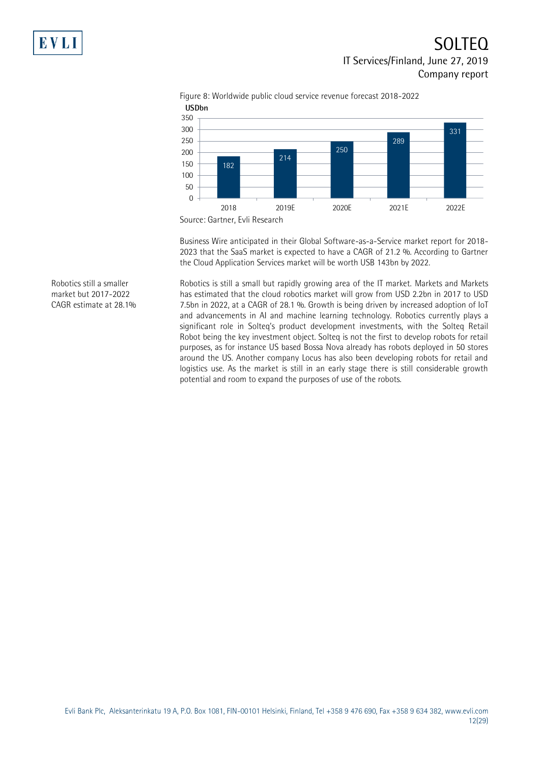Figure 8: Worldwide public cloud service revenue forecast 2018-2022

| USDbn | 2018 | 2019E | 2020E | 2021E | 2022E |
|---|---|---|---|---|---|
| Revenue | 182 | 214 | 250 | 289 | 331 |

Source: Gartner, Evli Research

Business Wire anticipated in their Global Software-as-a-Service market report for 2018-2023 that the SaaS market is expected to have a CAGR of 21.2 %. According to Gartner the Cloud Application Services market will be worth USB 143bn by 2022.

Robotics still a smaller market but 2017-2022 CAGR estimate at 28.1%

Robotics is still a small but rapidly growing area of the IT market. Markets and Markets has estimated that the cloud robotics market will grow from USD 2.2bn in 2017 to USD 7.5bn in 2022, at a CAGR of 28.1 %. Growth is being driven by increased adoption of IoT and advancements in AI and machine learning technology. Robotics currently plays a significant role in Solteq's product development investments, with the Solteq Retail Robot being the key investment object. Solteq is not the first to develop robots for retail purposes, as for instance US based Bossa Nova already has robots deployed in 50 stores around the US. Another company Locus has also been developing robots for retail and logistics use. As the market is still in an early stage there is still considerable growth potential and room to expand the purposes of use of the robots.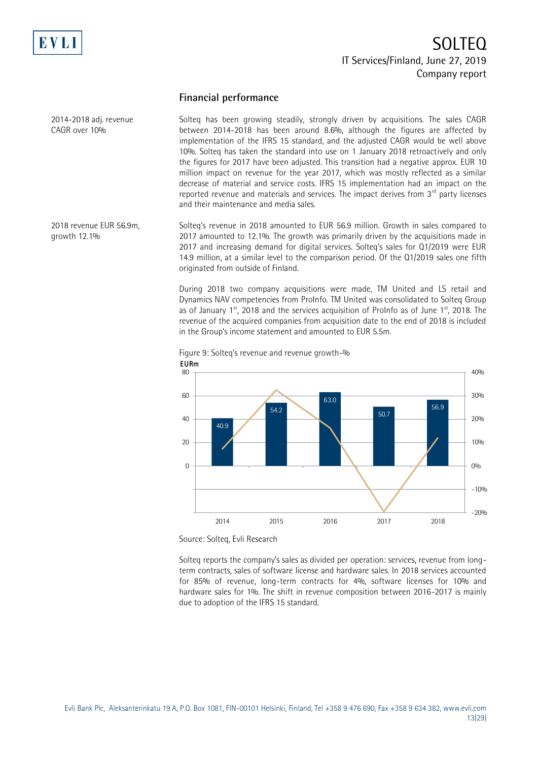## Financial performance

2014-2018 adj. revenue CAGR over 10%

Solteq has been growing steadily, strongly driven by acquisitions. The sales CAGR between 2014-2018 has been around 8.6%, although the figures are affected by implementation of the IFRS 15 standard, and the adjusted CAGR would be well above 10%. Solteq has taken the standard into use on 1 January 2018 retroactively and only the figures for 2017 have been adjusted. This transition had a negative approx. EUR 10 million impact on revenue for the year 2017, which was mostly reflected as a similar decrease of material and service costs. IFRS 15 implementation had an impact on the reported revenue and materials and services. The impact derives from 3rd party licenses and their maintenance and media sales.

2018 revenue EUR 56.9m, growth 12.1%

Solteq's revenue in 2018 amounted to EUR 56.9 million. Growth in sales compared to 2017 amounted to 12.1%. The growth was primarily driven by the acquisitions made in 2017 and increasing demand for digital services. Solteq's sales for Q1/2019 were EUR 14.9 million, at a similar level to the comparison period. Of the Q1/2019 sales one fifth originated from outside of Finland.

During 2018 two company acquisitions were made, TM United and LS retail and Dynamics NAV competencies from ProInfo. TM United was consolidated to Solteq Group as of January 1st, 2018 and the services acquisition of ProInfo as of June 1st, 2018. The revenue of the acquired companies from acquisition date to the end of 2018 is included in the Group's income statement and amounted to EUR 5.5m.

Figure 9: Solteq's revenue and revenue growth-%

| EURm | 2014 | 2015 | 2016 | 2017 | 2018 |
|---|---|---|---|---|---|
| Revenue | 40.9 | 54.2 | 63.0 | 50.7 | 56.9 |

Source: Solteq, Evli Research

Solteq reports the company's sales as divided per operation: services, revenue from long-term contracts, sales of software license and hardware sales. In 2018 services accounted for 85% of revenue, long-term contracts for 4%, software licenses for 10% and hardware sales for 1%. The shift in revenue composition between 2016-2017 is mainly due to adoption of the IFRS 15 standard.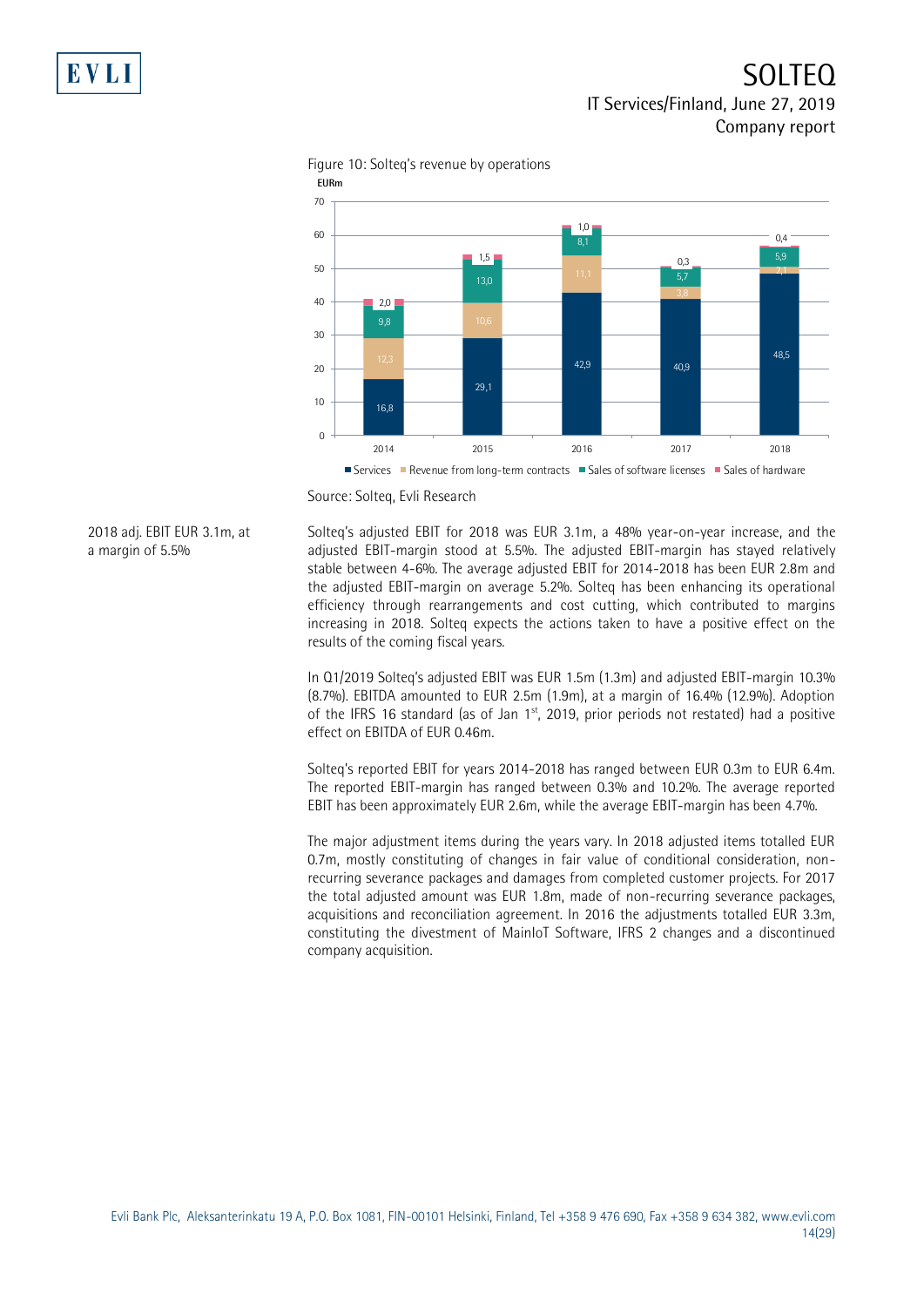Figure 10: Solteq's revenue by operations

EURm

| | 2014 | 2015 | 2016 | 2017 | 2018 |
|---|---|---|---|---|---|
| Services | 16,8 | 29,1 | 42,9 | 40,9 | 48,5 |
| Revenue from long-term contracts | 12,3 | 10,6 | 11,1 | 3,8 | 2,1 |
| Sales of software licenses | 9,8 | 13,0 | 8,1 | 5,7 | 5,9 |
| Sales of hardware | 2,0 | 1,5 | 1,0 | 0,3 | 0,4 |

Source: Solteq, Evli Research

2018 adj. EBIT EUR 3.1m, at a margin of 5.5%

Solteq's adjusted EBIT for 2018 was EUR 3.1m, a 48% year-on-year increase, and the adjusted EBIT-margin stood at 5.5%. The adjusted EBIT-margin has stayed relatively stable between 4-6%. The average adjusted EBIT for 2014-2018 has been EUR 2.8m and the adjusted EBIT-margin on average 5.2%. Solteq has been enhancing its operational efficiency through rearrangements and cost cutting, which contributed to margins increasing in 2018. Solteq expects the actions taken to have a positive effect on the results of the coming fiscal years.

In Q1/2019 Solteq's adjusted EBIT was EUR 1.5m (1.3m) and adjusted EBIT-margin 10.3% (8.7%). EBITDA amounted to EUR 2.5m (1.9m), at a margin of 16.4% (12.9%). Adoption of the IFRS 16 standard (as of Jan 1st, 2019, prior periods not restated) had a positive effect on EBITDA of EUR 0.46m.

Solteq's reported EBIT for years 2014-2018 has ranged between EUR 0.3m to EUR 6.4m. The reported EBIT-margin has ranged between 0.3% and 10.2%. The average reported EBIT has been approximately EUR 2.6m, while the average EBIT-margin has been 4.7%.

The major adjustment items during the years vary. In 2018 adjusted items totalled EUR 0.7m, mostly constituting of changes in fair value of conditional consideration, non-recurring severance packages and damages from completed customer projects. For 2017 the total adjusted amount was EUR 1.8m, made of non-recurring severance packages, acquisitions and reconciliation agreement. In 2016 the adjustments totalled EUR 3.3m, constituting the divestment of MainIoT Software, IFRS 2 changes and a discontinued company acquisition.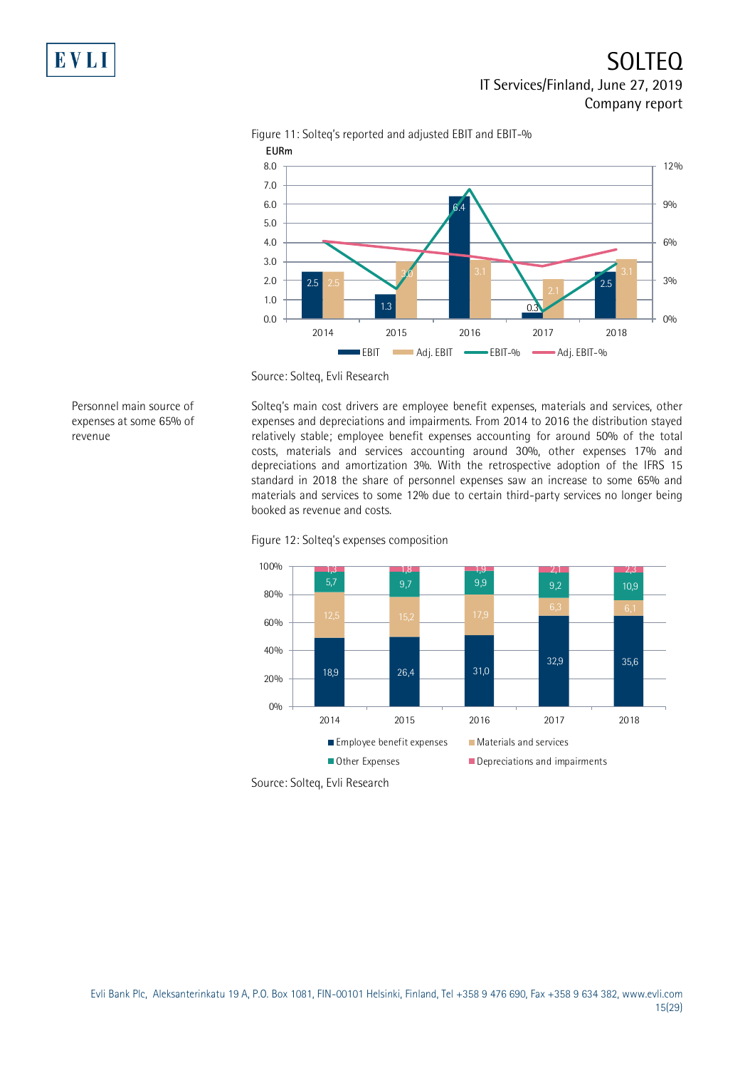Figure 11: Solteq's reported and adjusted EBIT and EBIT-%

Source: Solteq, Evli Research

Personnel main source of expenses at some 65% of revenue

Solteq's main cost drivers are employee benefit expenses, materials and services, other expenses and depreciations and impairments. From 2014 to 2016 the distribution stayed relatively stable; employee benefit expenses accounting for around 50% of the total costs, materials and services accounting around 30%, other expenses 17% and depreciations and amortization 3%. With the retrospective adoption of the IFRS 15 standard in 2018 the share of personnel expenses saw an increase to some 65% and materials and services to some 12% due to certain third-party services no longer being booked as revenue and costs.

Figure 12: Solteq's expenses composition

Source: Solteq, Evli Research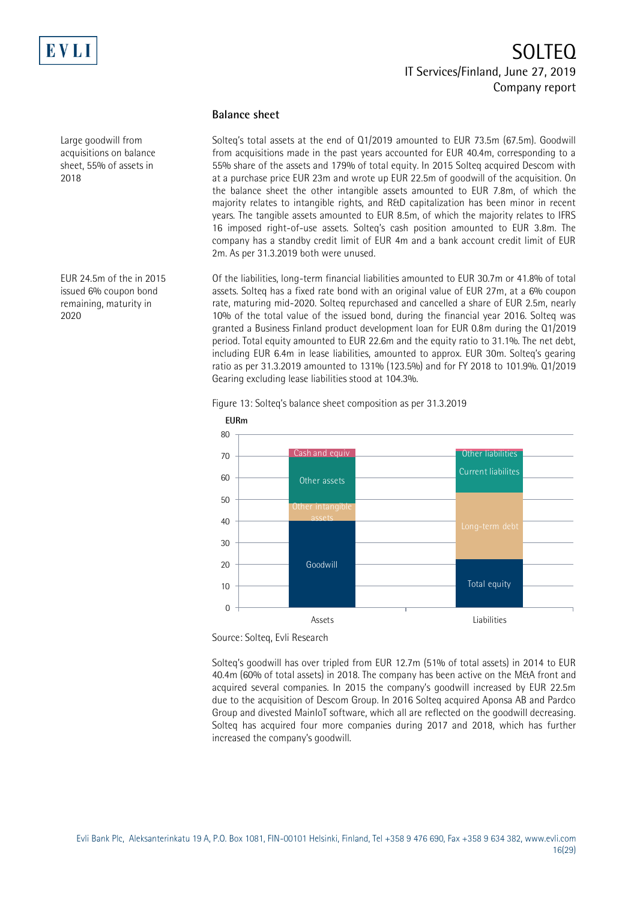## Balance sheet

Large goodwill from acquisitions on balance sheet, 55% of assets in 2018

Solteq's total assets at the end of Q1/2019 amounted to EUR 73.5m (67.5m). Goodwill from acquisitions made in the past years accounted for EUR 40.4m, corresponding to a 55% share of the assets and 179% of total equity. In 2015 Solteq acquired Descom with at a purchase price EUR 23m and wrote up EUR 22.5m of goodwill of the acquisition. On the balance sheet the other intangible assets amounted to EUR 7.8m, of which the majority relates to intangible rights, and R&D capitalization has been minor in recent years. The tangible assets amounted to EUR 8.5m, of which the majority relates to IFRS 16 imposed right-of-use assets. Solteq's cash position amounted to EUR 3.8m. The company has a standby credit limit of EUR 4m and a bank account credit limit of EUR 2m. As per 31.3.2019 both were unused.

EUR 24.5m of the in 2015 issued 6% coupon bond remaining, maturity in 2020

Of the liabilities, long-term financial liabilities amounted to EUR 30.7m or 41.8% of total assets. Solteq has a fixed rate bond with an original value of EUR 27m, at a 6% coupon rate, maturing mid-2020. Solteq repurchased and cancelled a share of EUR 2.5m, nearly 10% of the total value of the issued bond, during the financial year 2016. Solteq was granted a Business Finland product development loan for EUR 0.8m during the Q1/2019 period. Total equity amounted to EUR 22.6m and the equity ratio to 31.1%. The net debt, including EUR 6.4m in lease liabilities, amounted to approx. EUR 30m. Solteq's gearing ratio as per 31.3.2019 amounted to 131% (123.5%) and for FY 2018 to 101.9%. Q1/2019 Gearing excluding lease liabilities stood at 104.3%.

Figure 13: Solteq's balance sheet composition as per 31.3.2019

Source: Solteq, Evli Research

Solteq's goodwill has over tripled from EUR 12.7m (51% of total assets) in 2014 to EUR 40.4m (60% of total assets) in 2018. The company has been active on the M&A front and acquired several companies. In 2015 the company's goodwill increased by EUR 22.5m due to the acquisition of Descom Group. In 2016 Solteq acquired Aponsa AB and Pardco Group and divested MainIoT software, which all are reflected on the goodwill decreasing. Solteq has acquired four more companies during 2017 and 2018, which has further increased the company's goodwill.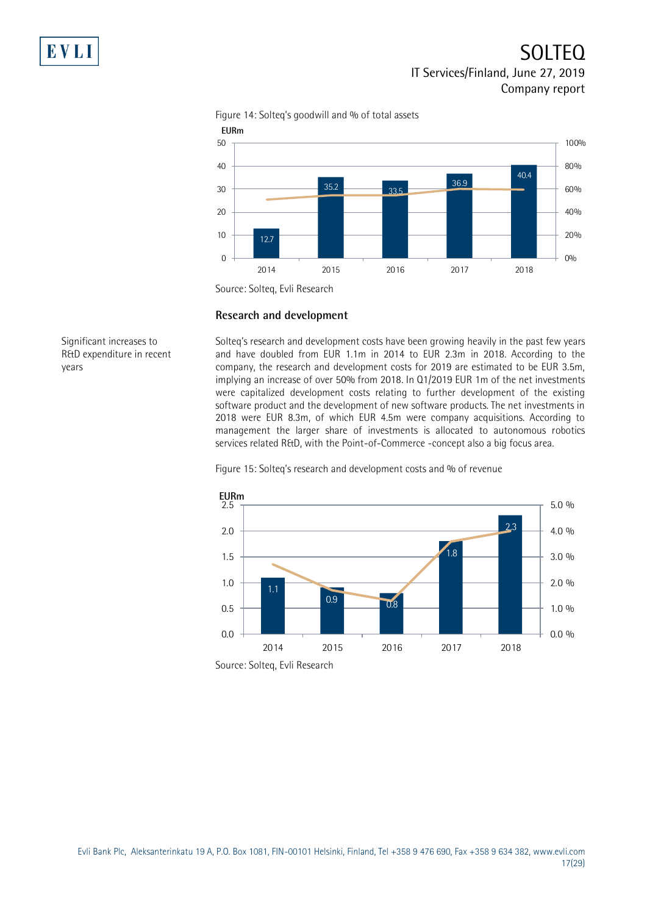Figure 14: Solteq's goodwill and % of total assets

| EURm | 2014 | 2015 | 2016 | 2017 | 2018 |
|---|---|---|---|---|---|
| Goodwill | 12.7 | 35.2 | 33.5 | 36.9 | 40.4 |

Source: Solteq, Evli Research

## Research and development

Significant increases to R&D expenditure in recent years

Solteq's research and development costs have been growing heavily in the past few years and have doubled from EUR 1.1m in 2014 to EUR 2.3m in 2018. According to the company, the research and development costs for 2019 are estimated to be EUR 3.5m, implying an increase of over 50% from 2018. In Q1/2019 EUR 1m of the net investments were capitalized development costs relating to further development of the existing software product and the development of new software products. The net investments in 2018 were EUR 8.3m, of which EUR 4.5m were company acquisitions. According to management the larger share of investments is allocated to autonomous robotics services related R&D, with the Point-of-Commerce -concept also a big focus area.

Figure 15: Solteq's research and development costs and % of revenue

| EURm | 2014 | 2015 | 2016 | 2017 | 2018 |
|---|---|---|---|---|---|
| R&D costs | 1.1 | 0.9 | 0.8 | 1.8 | 2.3 |

Source: Solteq, Evli Research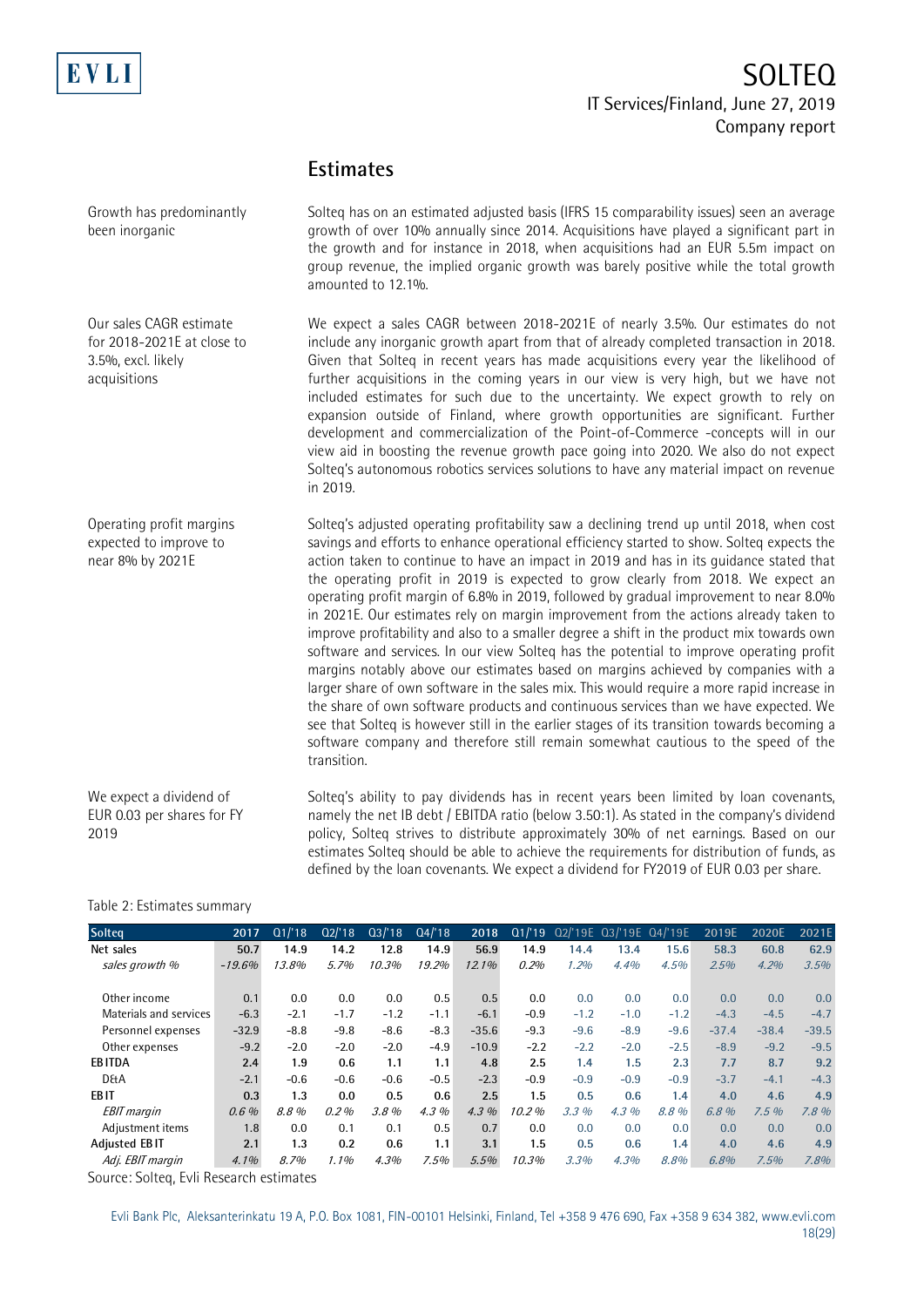## Estimates

**Growth has predominantly been inorganic**

Solteq has on an estimated adjusted basis (IFRS 15 comparability issues) seen an average growth of over 10% annually since 2014. Acquisitions have played a significant part in the growth and for instance in 2018, when acquisitions had an EUR 5.5m impact on group revenue, the implied organic growth was barely positive while the total growth amounted to 12.1%.

**Our sales CAGR estimate for 2018-2021E at close to 3.5%, excl. likely acquisitions**

We expect a sales CAGR between 2018-2021E of nearly 3.5%. Our estimates do not include any inorganic growth apart from that of already completed transaction in 2018. Given that Solteq in recent years has made acquisitions every year the likelihood of further acquisitions in the coming years in our view is very high, but we have not included estimates for such due to the uncertainty. We expect growth to rely on expansion outside of Finland, where growth opportunities are significant. Further development and commercialization of the Point-of-Commerce -concepts will in our view aid in boosting the revenue growth pace going into 2020. We also do not expect Solteq's autonomous robotics services solutions to have any material impact on revenue in 2019.

**Operating profit margins expected to improve to near 8% by 2021E**

Solteq's adjusted operating profitability saw a declining trend up until 2018, when cost savings and efforts to enhance operational efficiency started to show. Solteq expects the action taken to continue to have an impact in 2019 and has in its guidance stated that the operating profit in 2019 is expected to grow clearly from 2018. We expect an operating profit margin of 6.8% in 2019, followed by gradual improvement to near 8.0% in 2021E. Our estimates rely on margin improvement from the actions already taken to improve profitability and also to a smaller degree a shift in the product mix towards own software and services. In our view Solteq has the potential to improve operating profit margins notably above our estimates based on margins achieved by companies with a larger share of own software in the sales mix. This would require a more rapid increase in the share of own software products and continuous services than we have expected. We see that Solteq is however still in the earlier stages of its transition towards becoming a software company and therefore still remain somewhat cautious to the speed of the transition.

**We expect a dividend of EUR 0.03 per shares for FY 2019**

Solteq's ability to pay dividends has in recent years been limited by loan covenants, namely the net IB debt / EBITDA ratio (below 3.50:1). As stated in the company's dividend policy, Solteq strives to distribute approximately 30% of net earnings. Based on our estimates Solteq should be able to achieve the requirements for distribution of funds, as defined by the loan covenants. We expect a dividend for FY2019 of EUR 0.03 per share.

Table 2: Estimates summary

| Solteq | 2017 | Q1/'18 | Q2/'18 | Q3/'18 | Q4/'18 | 2018 | Q1/'19 | Q2/'19E | Q3/'19E | Q4/'19E | 2019E | 2020E | 2021E |
|---|---|---|---|---|---|---|---|---|---|---|---|---|---|
| **Net sales** | **50.7** | **14.9** | **14.2** | **12.8** | **14.9** | **56.9** | **14.9** | **14.4** | **13.4** | **15.6** | **58.3** | **60.8** | **62.9** |
| *sales growth %* | *-19.6%* | *13.8%* | *5.7%* | *10.3%* | *19.2%* | *12.1%* | *0.2%* | *1.2%* | *4.4%* | *4.5%* | *2.5%* | *4.2%* | *3.5%* |
| | | | | | | | | | | | | | |
| Other income | 0.1 | 0.0 | 0.0 | 0.0 | 0.5 | 0.5 | 0.0 | 0.0 | 0.0 | 0.0 | 0.0 | 0.0 | 0.0 |
| Materials and services | -6.3 | -2.1 | -1.7 | -1.2 | -1.1 | -6.1 | -0.9 | -1.2 | -1.0 | -1.2 | -4.3 | -4.5 | -4.7 |
| Personnel expenses | -32.9 | -8.8 | -9.8 | -8.6 | -8.3 | -35.6 | -9.3 | -9.6 | -8.9 | -9.6 | -37.4 | -38.4 | -39.5 |
| Other expenses | -9.2 | -2.0 | -2.0 | -2.0 | -4.9 | -10.9 | -2.2 | -2.2 | -2.0 | -2.5 | -8.9 | -9.2 | -9.5 |
| **EBITDA** | **2.4** | **1.9** | **0.6** | **1.1** | **1.1** | **4.8** | **2.5** | **1.4** | **1.5** | **2.3** | **7.7** | **8.7** | **9.2** |
| D&A | -2.1 | -0.6 | -0.6 | -0.6 | -0.5 | -2.3 | -0.9 | -0.9 | -0.9 | -0.9 | -3.7 | -4.1 | -4.3 |
| **EBIT** | **0.3** | **1.3** | **0.0** | **0.5** | **0.6** | **2.5** | **1.5** | **0.5** | **0.6** | **1.4** | **4.0** | **4.6** | **4.9** |
| *EBIT margin* | *0.6 %* | *8.8 %* | *0.2 %* | *3.8 %* | *4.3 %* | *4.3 %* | *10.2 %* | *3.3 %* | *4.3 %* | *8.8 %* | *6.8 %* | *7.5 %* | *7.8 %* |
| Adjustment items | 1.8 | 0.0 | 0.1 | 0.1 | 0.5 | 0.7 | 0.0 | 0.0 | 0.0 | 0.0 | 0.0 | 0.0 | 0.0 |
| **Adjusted EBIT** | **2.1** | **1.3** | **0.2** | **0.6** | **1.1** | **3.1** | **1.5** | **0.5** | **0.6** | **1.4** | **4.0** | **4.6** | **4.9** |
| *Adj. EBIT margin* | *4.1%* | *8.7%* | *1.1%* | *4.3%* | *7.5%* | *5.5%* | *10.3%* | *3.3%* | *4.3%* | *8.8%* | *6.8%* | *7.5%* | *7.8%* |

Source: Solteq, Evli Research estimates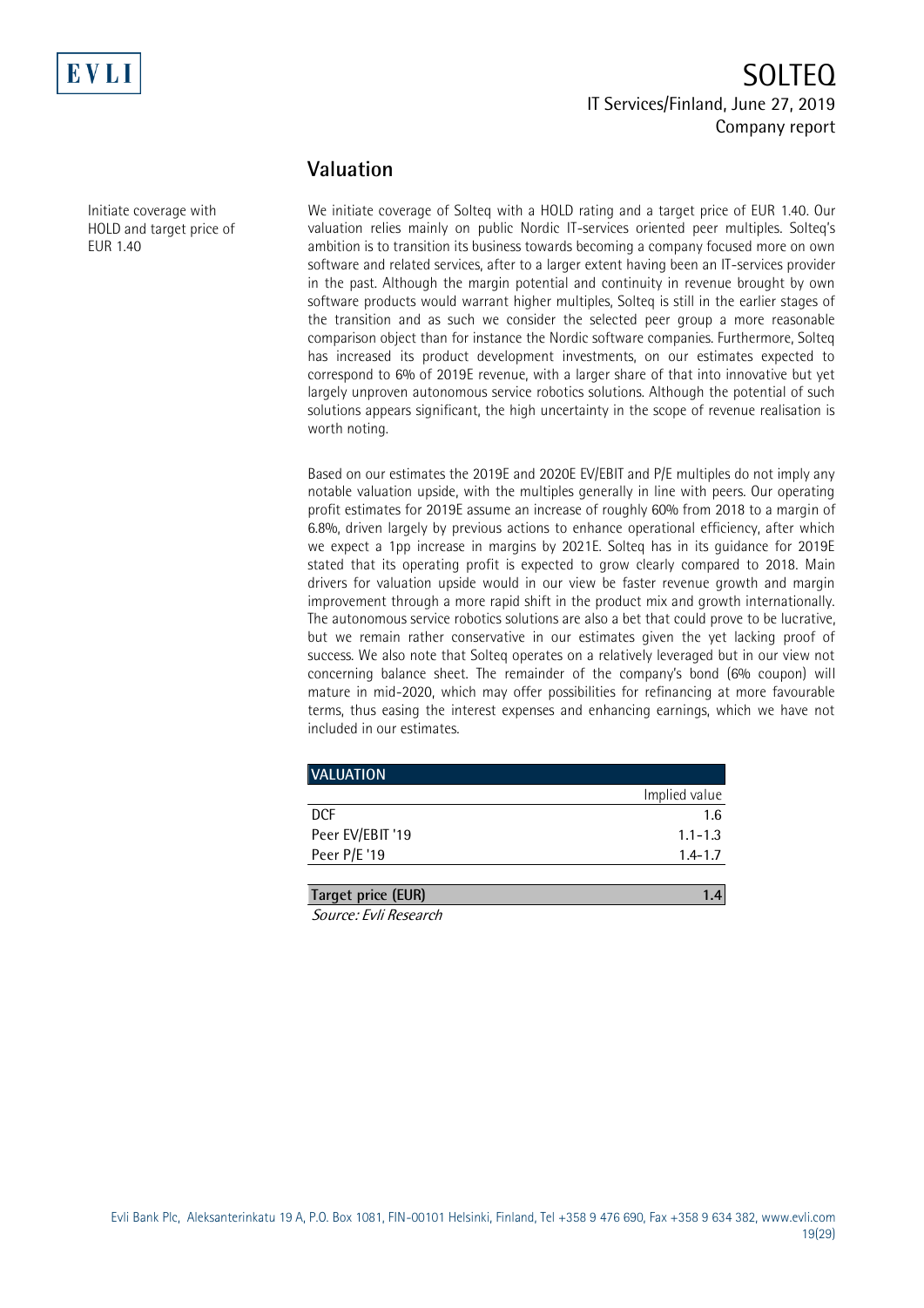## Valuation

Initiate coverage with HOLD and target price of EUR 1.40

We initiate coverage of Solteq with a HOLD rating and a target price of EUR 1.40. Our valuation relies mainly on public Nordic IT-services oriented peer multiples. Solteq's ambition is to transition its business towards becoming a company focused more on own software and related services, after to a larger extent having been an IT-services provider in the past. Although the margin potential and continuity in revenue brought by own software products would warrant higher multiples, Solteq is still in the earlier stages of the transition and as such we consider the selected peer group a more reasonable comparison object than for instance the Nordic software companies. Furthermore, Solteq has increased its product development investments, on our estimates expected to correspond to 6% of 2019E revenue, with a larger share of that into innovative but yet largely unproven autonomous service robotics solutions. Although the potential of such solutions appears significant, the high uncertainty in the scope of revenue realisation is worth noting.

Based on our estimates the 2019E and 2020E EV/EBIT and P/E multiples do not imply any notable valuation upside, with the multiples generally in line with peers. Our operating profit estimates for 2019E assume an increase of roughly 60% from 2018 to a margin of 6.8%, driven largely by previous actions to enhance operational efficiency, after which we expect a 1pp increase in margins by 2021E. Solteq has in its guidance for 2019E stated that its operating profit is expected to grow clearly compared to 2018. Main drivers for valuation upside would in our view be faster revenue growth and margin improvement through a more rapid shift in the product mix and growth internationally. The autonomous service robotics solutions are also a bet that could prove to be lucrative, but we remain rather conservative in our estimates given the yet lacking proof of success. We also note that Solteq operates on a relatively leveraged but in our view not concerning balance sheet. The remainder of the company's bond (6% coupon) will mature in mid-2020, which may offer possibilities for refinancing at more favourable terms, thus easing the interest expenses and enhancing earnings, which we have not included in our estimates.

| VALUATION | Implied value |
|---|---|
| DCF | 1.6 |
| Peer EV/EBIT '19 | 1.1-1.3 |
| Peer P/E '19 | 1.4-1.7 |
| | |
| **Target price (EUR)** | **1.4** |

*Source: Evli Research*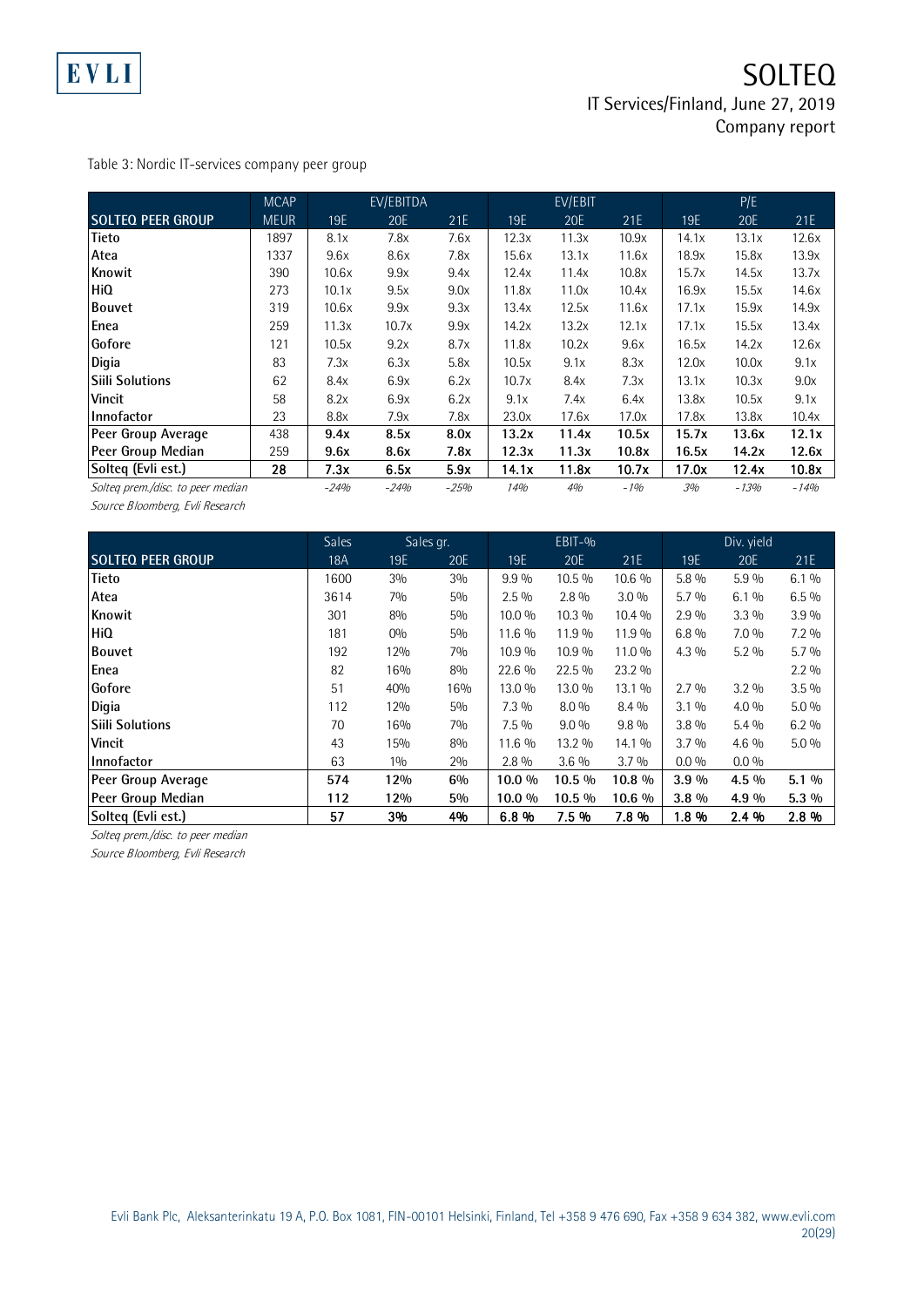Table 3: Nordic IT-services company peer group

| | MCAP | EV/EBITDA | | | EV/EBIT | | | P/E | | |
|---|---|---|---|---|---|---|---|---|---|---|
| **SOLTEQ PEER GROUP** | MEUR | 19E | 20E | 21E | 19E | 20E | 21E | 19E | 20E | 21E |
| Tieto | 1897 | 8.1x | 7.8x | 7.6x | 12.3x | 11.3x | 10.9x | 14.1x | 13.1x | 12.6x |
| Atea | 1337 | 9.6x | 8.6x | 7.8x | 15.6x | 13.1x | 11.6x | 18.9x | 15.8x | 13.9x |
| Knowit | 390 | 10.6x | 9.9x | 9.4x | 12.4x | 11.4x | 10.8x | 15.7x | 14.5x | 13.7x |
| HiQ | 273 | 10.1x | 9.5x | 9.0x | 11.8x | 11.0x | 10.4x | 16.9x | 15.5x | 14.6x |
| Bouvet | 319 | 10.6x | 9.9x | 9.3x | 13.4x | 12.5x | 11.6x | 17.1x | 15.9x | 14.9x |
| Enea | 259 | 11.3x | 10.7x | 9.9x | 14.2x | 13.2x | 12.1x | 17.1x | 15.5x | 13.4x |
| Gofore | 121 | 10.5x | 9.2x | 8.7x | 11.8x | 10.2x | 9.6x | 16.5x | 14.2x | 12.6x |
| Digia | 83 | 7.3x | 6.3x | 5.8x | 10.5x | 9.1x | 8.3x | 12.0x | 10.0x | 9.1x |
| Siili Solutions | 62 | 8.4x | 6.9x | 6.2x | 10.7x | 8.4x | 7.3x | 13.1x | 10.3x | 9.0x |
| Vincit | 58 | 8.2x | 6.9x | 6.2x | 9.1x | 7.4x | 6.4x | 13.8x | 10.5x | 9.1x |
| Innofactor | 23 | 8.8x | 7.9x | 7.8x | 23.0x | 17.6x | 17.0x | 17.8x | 13.8x | 10.4x |
| **Peer Group Average** | **438** | **9.4x** | **8.5x** | **8.0x** | **13.2x** | **11.4x** | **10.5x** | **15.7x** | **13.6x** | **12.1x** |
| **Peer Group Median** | **259** | **9.6x** | **8.6x** | **7.8x** | **12.3x** | **11.3x** | **10.8x** | **16.5x** | **14.2x** | **12.6x** |
| **Solteq (Evli est.)** | **28** | **7.3x** | **6.5x** | **5.9x** | **14.1x** | **11.8x** | **10.7x** | **17.0x** | **12.4x** | **10.8x** |
| *Solteq prem./disc. to peer median* | | *-24%* | *-24%* | *-25%* | *14%* | *4%* | *-1%* | *3%* | *-13%* | *-14%* |

*Source Bloomberg, Evli Research*

| | Sales | Sales gr. | | EBIT-% | | | Div. yield | | |
|---|---|---|---|---|---|---|---|---|---|
| **SOLTEQ PEER GROUP** | 18A | 19E | 20E | 19E | 20E | 21E | 19E | 20E | 21E |
| Tieto | 1600 | 3% | 3% | 9.9 % | 10.5 % | 10.6 % | 5.8 % | 5.9 % | 6.1 % |
| Atea | 3614 | 7% | 5% | 2.5 % | 2.8 % | 3.0 % | 5.7 % | 6.1 % | 6.5 % |
| Knowit | 301 | 8% | 5% | 10.0 % | 10.3 % | 10.4 % | 2.9 % | 3.3 % | 3.9 % |
| HiQ | 181 | 0% | 5% | 11.6 % | 11.9 % | 11.9 % | 6.8 % | 7.0 % | 7.2 % |
| Bouvet | 192 | 12% | 7% | 10.9 % | 10.9 % | 11.0 % | 4.3 % | 5.2 % | 5.7 % |
| Enea | 82 | 16% | 8% | 22.6 % | 22.5 % | 23.2 % | | | 2.2 % |
| Gofore | 51 | 40% | 16% | 13.0 % | 13.0 % | 13.1 % | 2.7 % | 3.2 % | 3.5 % |
| Digia | 112 | 12% | 5% | 7.3 % | 8.0 % | 8.4 % | 3.1 % | 4.0 % | 5.0 % |
| Siili Solutions | 70 | 16% | 7% | 7.5 % | 9.0 % | 9.8 % | 3.8 % | 5.4 % | 6.2 % |
| Vincit | 43 | 15% | 8% | 11.6 % | 13.2 % | 14.1 % | 3.7 % | 4.6 % | 5.0 % |
| Innofactor | 63 | 1% | 2% | 2.8 % | 3.6 % | 3.7 % | 0.0 % | 0.0 % | |
| **Peer Group Average** | **574** | **12%** | **6%** | **10.0 %** | **10.5 %** | **10.8 %** | **3.9 %** | **4.5 %** | **5.1 %** |
| **Peer Group Median** | **112** | **12%** | **5%** | **10.0 %** | **10.5 %** | **10.6 %** | **3.8 %** | **4.9 %** | **5.3 %** |
| **Solteq (Evli est.)** | **57** | **3%** | **4%** | **6.8 %** | **7.5 %** | **7.8 %** | **1.8 %** | **2.4 %** | **2.8 %** |

*Solteq prem./disc. to peer median*

*Source Bloomberg, Evli Research*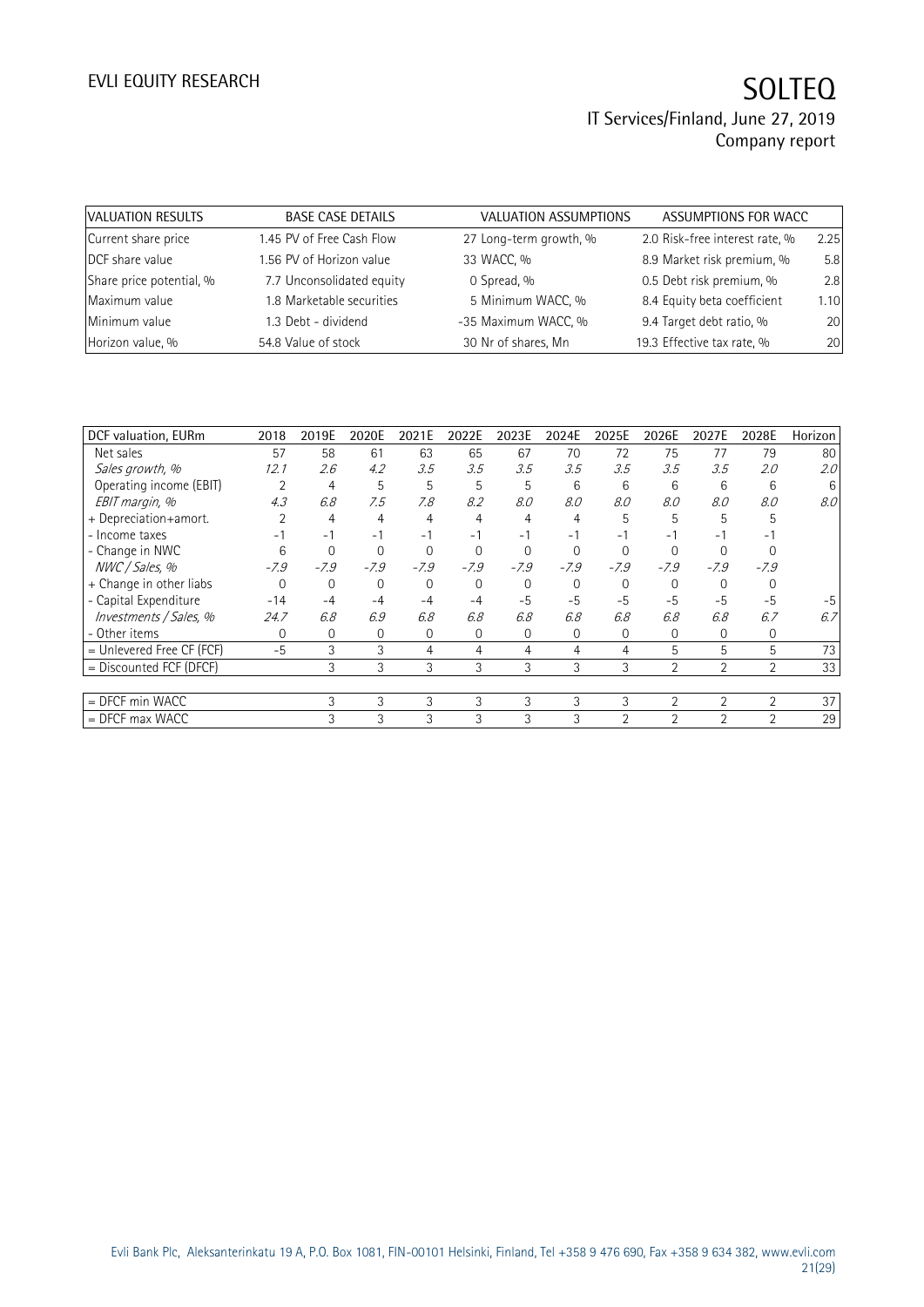| VALUATION RESULTS | | BASE CASE DETAILS | | VALUATION ASSUMPTIONS | | ASSUMPTIONS FOR WACC | |
|---|---|---|---|---|---|---|---|
| Current share price | 1.45 | PV of Free Cash Flow | 27 | Long-term growth, % | 2.0 | Risk-free interest rate, % | 2.25 |
| DCF share value | 1.56 | PV of Horizon value | 33 | WACC, % | 8.9 | Market risk premium, % | 5.8 |
| Share price potential, % | 7.7 | Unconsolidated equity | 0 | Spread, % | 0.5 | Debt risk premium, % | 2.8 |
| Maximum value | 1.8 | Marketable securities | 5 | Minimum WACC, % | 8.4 | Equity beta coefficient | 1.10 |
| Minimum value | 1.3 | Debt - dividend | -35 | Maximum WACC, % | 9.4 | Target debt ratio, % | 20 |
| Horizon value, % | 54.8 | Value of stock | 30 | Nr of shares, Mn | 19.3 | Effective tax rate, % | 20 |

| DCF valuation, EURm | 2018 | 2019E | 2020E | 2021E | 2022E | 2023E | 2024E | 2025E | 2026E | 2027E | 2028E | Horizon |
|---|---|---|---|---|---|---|---|---|---|---|---|---|
| Net sales | 57 | 58 | 61 | 63 | 65 | 67 | 70 | 72 | 75 | 77 | 79 | 80 |
| *Sales growth, %* | *12.1* | *2.6* | *4.2* | *3.5* | *3.5* | *3.5* | *3.5* | *3.5* | *3.5* | *3.5* | *2.0* | *2.0* |
| Operating income (EBIT) | 2 | 4 | 5 | 5 | 5 | 5 | 6 | 6 | 6 | 6 | 6 | 6 |
| *EBIT margin, %* | *4.3* | *6.8* | *7.5* | *7.8* | *8.2* | *8.0* | *8.0* | *8.0* | *8.0* | *8.0* | *8.0* | *8.0* |
| + Depreciation+amort. | 2 | 4 | 4 | 4 | 4 | 4 | 4 | 5 | 5 | 5 | 5 | |
| - Income taxes | -1 | -1 | -1 | -1 | -1 | -1 | -1 | -1 | -1 | -1 | -1 | |
| - Change in NWC | 6 | 0 | 0 | 0 | 0 | 0 | 0 | 0 | 0 | 0 | 0 | |
| *NWC / Sales, %* | *-7.9* | *-7.9* | *-7.9* | *-7.9* | *-7.9* | *-7.9* | *-7.9* | *-7.9* | *-7.9* | *-7.9* | *-7.9* | |
| + Change in other liabs | 0 | 0 | 0 | 0 | 0 | 0 | 0 | 0 | 0 | 0 | 0 | |
| - Capital Expenditure | -14 | -4 | -4 | -4 | -4 | -5 | -5 | -5 | -5 | -5 | -5 | -5 |
| *Investments / Sales, %* | *24.7* | *6.8* | *6.9* | *6.8* | *6.8* | *6.8* | *6.8* | *6.8* | *6.8* | *6.8* | *6.7* | *6.7* |
| - Other items | 0 | 0 | 0 | 0 | 0 | 0 | 0 | 0 | 0 | 0 | 0 | |
| = Unlevered Free CF (FCF) | -5 | 3 | 3 | 4 | 4 | 4 | 4 | 4 | 5 | 5 | 5 | 73 |
| = Discounted FCF (DFCF) | | 3 | 3 | 3 | 3 | 3 | 3 | 3 | 2 | 2 | 2 | 33 |
| | | | | | | | | | | | | |
| = DFCF min WACC | | 3 | 3 | 3 | 3 | 3 | 3 | 3 | 2 | 2 | 2 | 37 |
| = DFCF max WACC | | 3 | 3 | 3 | 3 | 3 | 3 | 2 | 2 | 2 | 2 | 29 |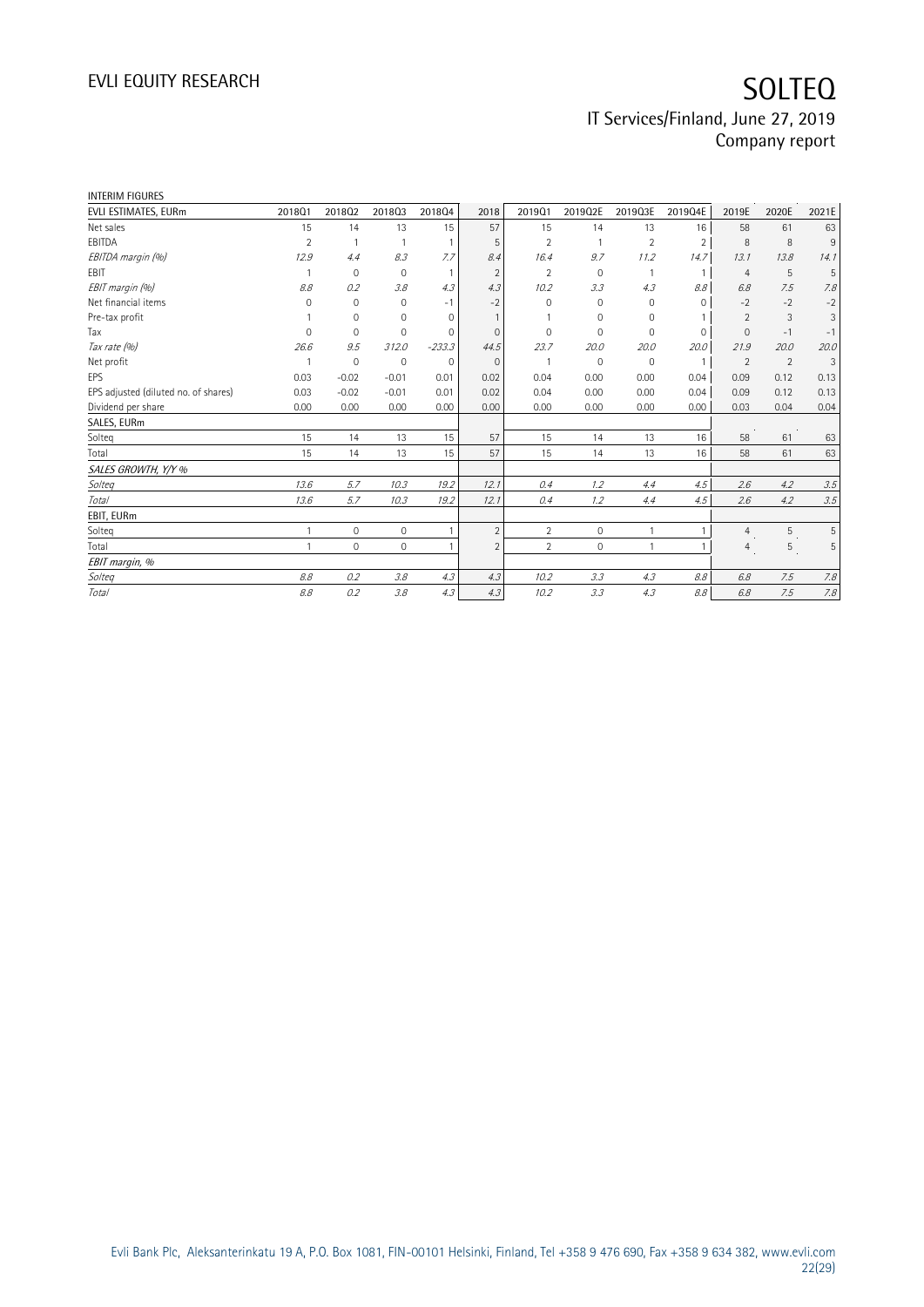INTERIM FIGURES

| EVLI ESTIMATES, EURm | 2018Q1 | 2018Q2 | 2018Q3 | 2018Q4 | 2018 | 2019Q1 | 2019Q2E | 2019Q3E | 2019Q4E | 2019E | 2020E | 2021E |
|---|---|---|---|---|---|---|---|---|---|---|---|---|
| Net sales | 15 | 14 | 13 | 15 | 57 | 15 | 14 | 13 | 16 | 58 | 61 | 63 |
| EBITDA | 2 | 1 | 1 | 1 | 5 | 2 | 1 | 2 | 2 | 8 | 8 | 9 |
| *EBITDA margin (%)* | *12.9* | *4.4* | *8.3* | *7.7* | *8.4* | *16.4* | *9.7* | *11.2* | *14.7* | *13.1* | *13.8* | *14.1* |
| EBIT | 1 | 0 | 0 | 1 | 2 | 2 | 0 | 1 | 1 | 4 | 5 | 5 |
| *EBIT margin (%)* | *8.8* | *0.2* | *3.8* | *4.3* | *4.3* | *10.2* | *3.3* | *4.3* | *8.8* | *6.8* | *7.5* | *7.8* |
| Net financial items | 0 | 0 | 0 | -1 | -2 | 0 | 0 | 0 | 0 | -2 | -2 | -2 |
| Pre-tax profit | 1 | 0 | 0 | 0 | 1 | 1 | 0 | 0 | 1 | 2 | 3 | 3 |
| Tax | 0 | 0 | 0 | 0 | 0 | 0 | 0 | 0 | 0 | 0 | -1 | -1 |
| *Tax rate (%)* | *26.6* | *9.5* | *312.0* | *-233.3* | *44.5* | *23.7* | *20.0* | *20.0* | *20.0* | *21.9* | *20.0* | *20.0* |
| Net profit | 1 | 0 | 0 | 0 | 0 | 1 | 0 | 0 | 1 | 2 | 2 | 3 |
| EPS | 0.03 | -0.02 | -0.01 | 0.01 | 0.02 | 0.04 | 0.00 | 0.00 | 0.04 | 0.09 | 0.12 | 0.13 |
| EPS adjusted (diluted no. of shares) | 0.03 | -0.02 | -0.01 | 0.01 | 0.02 | 0.04 | 0.00 | 0.00 | 0.04 | 0.09 | 0.12 | 0.13 |
| Dividend per share | 0.00 | 0.00 | 0.00 | 0.00 | 0.00 | 0.00 | 0.00 | 0.00 | 0.00 | 0.03 | 0.04 | 0.04 |
| **SALES, EURm** | | | | | | | | | | | | |
| Solteq | 15 | 14 | 13 | 15 | 57 | 15 | 14 | 13 | 16 | 58 | 61 | 63 |
| Total | 15 | 14 | 13 | 15 | 57 | 15 | 14 | 13 | 16 | 58 | 61 | 63 |
| *SALES GROWTH, Y/Y %* | | | | | | | | | | | | |
| *Solteq* | *13.6* | *5.7* | *10.3* | *19.2* | *12.1* | *0.4* | *1.2* | *4.4* | *4.5* | *2.6* | *4.2* | *3.5* |
| *Total* | *13.6* | *5.7* | *10.3* | *19.2* | *12.1* | *0.4* | *1.2* | *4.4* | *4.5* | *2.6* | *4.2* | *3.5* |
| **EBIT, EURm** | | | | | | | | | | | | |
| Solteq | 1 | 0 | 0 | 1 | 2 | 2 | 0 | 1 | 1 | 4 | 5 | 5 |
| Total | 1 | 0 | 0 | 1 | 2 | 2 | 0 | 1 | 1 | 4 | 5 | 5 |
| *EBIT margin, %* | | | | | | | | | | | | |
| *Solteq* | *8.8* | *0.2* | *3.8* | *4.3* | *4.3* | *10.2* | *3.3* | *4.3* | *8.8* | *6.8* | *7.5* | *7.8* |
| *Total* | *8.8* | *0.2* | *3.8* | *4.3* | *4.3* | *10.2* | *3.3* | *4.3* | *8.8* | *6.8* | *7.5* | *7.8* |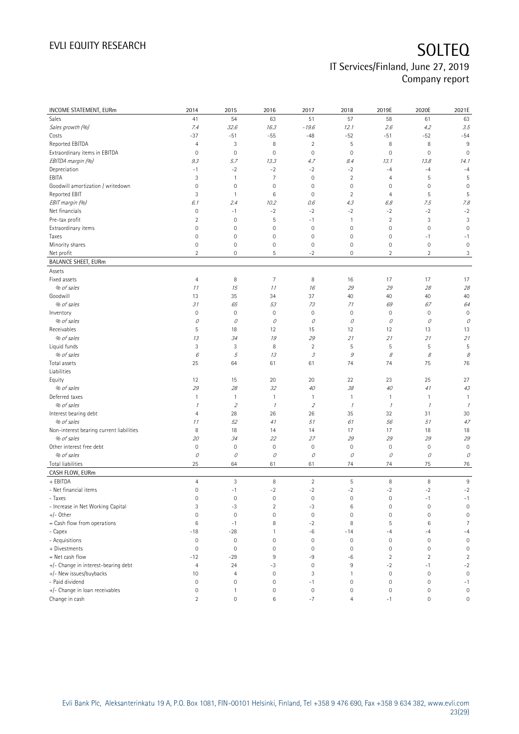| INCOME STATEMENT, EURm | 2014 | 2015 | 2016 | 2017 | 2018 | 2019E | 2020E | 2021E |
|---|---|---|---|---|---|---|---|---|
| Sales | 41 | 54 | 63 | 51 | 57 | 58 | 61 | 63 |
| *Sales growth (%)* | *7.4* | *32.6* | *16.3* | *-19.6* | *12.1* | *2.6* | *4.2* | *3.5* |
| Costs | -37 | -51 | -55 | -48 | -52 | -51 | -52 | -54 |
| Reported EBITDA | 4 | 3 | 8 | 2 | 5 | 8 | 8 | 9 |
| Extraordinary items in EBITDA | 0 | 0 | 0 | 0 | 0 | 0 | 0 | 0 |
| *EBITDA margin (%)* | *9.3* | *5.7* | *13.3* | *4.7* | *8.4* | *13.1* | *13.8* | *14.1* |
| Depreciation | -1 | -2 | -2 | -2 | -2 | -4 | -4 | -4 |
| EBITA | 3 | 1 | 7 | 0 | 2 | 4 | 5 | 5 |
| Goodwill amortization / writedown | 0 | 0 | 0 | 0 | 0 | 0 | 0 | 0 |
| Reported EBIT | 3 | 1 | 6 | 0 | 2 | 4 | 5 | 5 |
| *EBIT margin (%)* | *6.1* | *2.4* | *10.2* | *0.6* | *4.3* | *6.8* | *7.5* | *7.8* |
| Net financials | 0 | -1 | -2 | -2 | -2 | -2 | -2 | -2 |
| Pre-tax profit | 2 | 0 | 5 | -1 | 1 | 2 | 3 | 3 |
| Extraordinary items | 0 | 0 | 0 | 0 | 0 | 0 | 0 | 0 |
| Taxes | 0 | 0 | 0 | 0 | 0 | 0 | -1 | -1 |
| Minority shares | 0 | 0 | 0 | 0 | 0 | 0 | 0 | 0 |
| Net profit | 2 | 0 | 5 | -2 | 0 | 2 | 2 | 3 |
| **BALANCE SHEET, EURm** | | | | | | | | |
| Assets | | | | | | | | |
| Fixed assets | 4 | 8 | 7 | 8 | 16 | 17 | 17 | 17 |
| *% of sales* | *11* | *15* | *11* | *16* | *29* | *29* | *28* | *28* |
| Goodwill | 13 | 35 | 34 | 37 | 40 | 40 | 40 | 40 |
| *% of sales* | *31* | *65* | *53* | *73* | *71* | *69* | *67* | *64* |
| Inventory | 0 | 0 | 0 | 0 | 0 | 0 | 0 | 0 |
| *% of sales* | *0* | *0* | *0* | *0* | *0* | *0* | *0* | *0* |
| Receivables | 5 | 18 | 12 | 15 | 12 | 12 | 13 | 13 |
| *% of sales* | *13* | *34* | *19* | *29* | *21* | *21* | *21* | *21* |
| Liquid funds | 3 | 3 | 8 | 2 | 5 | 5 | 5 | 5 |
| *% of sales* | *6* | *5* | *13* | *3* | *9* | *8* | *8* | *8* |
| Total assets | 25 | 64 | 61 | 61 | 74 | 74 | 75 | 76 |
| Liabilities | | | | | | | | |
| Equity | 12 | 15 | 20 | 20 | 22 | 23 | 25 | 27 |
| *% of sales* | *29* | *28* | *32* | *40* | *38* | *40* | *41* | *43* |
| Deferred taxes | 1 | 1 | 1 | 1 | 1 | 1 | 1 | 1 |
| *% of sales* | *1* | *2* | *1* | *2* | *1* | *1* | *1* | *1* |
| Interest bearing debt | 4 | 28 | 26 | 26 | 35 | 32 | 31 | 30 |
| *% of sales* | *11* | *52* | *41* | *51* | *61* | *56* | *51* | *47* |
| Non-interest bearing current liabilities | 8 | 18 | 14 | 14 | 17 | 17 | 18 | 18 |
| *% of sales* | *20* | *34* | *22* | *27* | *29* | *29* | *29* | *29* |
| Other interest free debt | 0 | 0 | 0 | 0 | 0 | 0 | 0 | 0 |
| *% of sales* | *0* | *0* | *0* | *0* | *0* | *0* | *0* | *0* |
| Total liabilities | 25 | 64 | 61 | 61 | 74 | 74 | 75 | 76 |
| **CASH FLOW, EURm** | | | | | | | | |
| + EBITDA | 4 | 3 | 8 | 2 | 5 | 8 | 8 | 9 |
| - Net financial items | 0 | -1 | -2 | -2 | -2 | -2 | -2 | -2 |
| - Taxes | 0 | 0 | 0 | 0 | 0 | 0 | -1 | -1 |
| - Increase in Net Working Capital | 3 | -3 | 2 | -3 | 6 | 0 | 0 | 0 |
| +/- Other | 0 | 0 | 0 | 0 | 0 | 0 | 0 | 0 |
| = Cash flow from operations | 6 | -1 | 8 | -2 | 8 | 5 | 6 | 7 |
| - Capex | -18 | -28 | 1 | -6 | -14 | -4 | -4 | -4 |
| - Acquisitions | 0 | 0 | 0 | 0 | 0 | 0 | 0 | 0 |
| + Divestments | 0 | 0 | 0 | 0 | 0 | 0 | 0 | 0 |
| = Net cash flow | -12 | -29 | 9 | -9 | -6 | 2 | 2 | 2 |
| +/- Change in interest-bearing debt | 4 | 24 | -3 | 0 | 9 | -2 | -1 | -2 |
| +/- New issues/buybacks | 10 | 4 | 0 | 3 | 1 | 0 | 0 | 0 |
| - Paid dividend | 0 | 0 | 0 | -1 | 0 | 0 | 0 | -1 |
| +/- Change in loan receivables | 0 | 1 | 0 | 0 | 0 | 0 | 0 | 0 |
| Change in cash | 2 | 0 | 6 | -7 | 4 | -1 | 0 | 0 |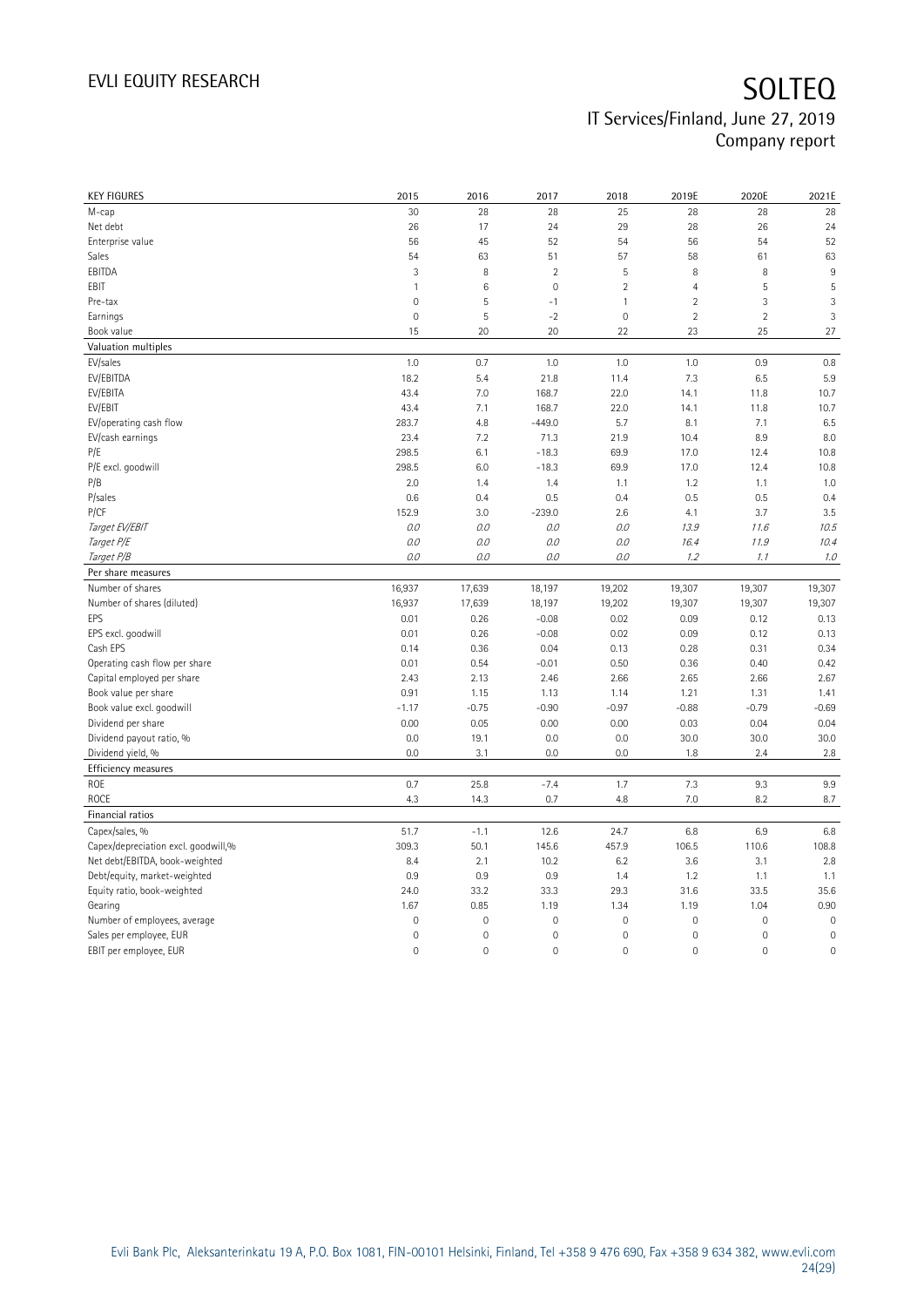| KEY FIGURES | 2015 | 2016 | 2017 | 2018 | 2019E | 2020E | 2021E |
|---|---|---|---|---|---|---|---|
| M-cap | 30 | 28 | 28 | 25 | 28 | 28 | 28 |
| Net debt | 26 | 17 | 24 | 29 | 28 | 26 | 24 |
| Enterprise value | 56 | 45 | 52 | 54 | 56 | 54 | 52 |
| Sales | 54 | 63 | 51 | 57 | 58 | 61 | 63 |
| EBITDA | 3 | 8 | 2 | 5 | 8 | 8 | 9 |
| EBIT | 1 | 6 | 0 | 2 | 4 | 5 | 5 |
| Pre-tax | 0 | 5 | -1 | 1 | 2 | 3 | 3 |
| Earnings | 0 | 5 | -2 | 0 | 2 | 2 | 3 |
| Book value | 15 | 20 | 20 | 22 | 23 | 25 | 27 |
| **Valuation multiples** | | | | | | | |
| EV/sales | 1.0 | 0.7 | 1.0 | 1.0 | 1.0 | 0.9 | 0.8 |
| EV/EBITDA | 18.2 | 5.4 | 21.8 | 11.4 | 7.3 | 6.5 | 5.9 |
| EV/EBITA | 43.4 | 7.0 | 168.7 | 22.0 | 14.1 | 11.8 | 10.7 |
| EV/EBIT | 43.4 | 7.1 | 168.7 | 22.0 | 14.1 | 11.8 | 10.7 |
| EV/operating cash flow | 283.7 | 4.8 | -449.0 | 5.7 | 8.1 | 7.1 | 6.5 |
| EV/cash earnings | 23.4 | 7.2 | 71.3 | 21.9 | 10.4 | 8.9 | 8.0 |
| P/E | 298.5 | 6.1 | -18.3 | 69.9 | 17.0 | 12.4 | 10.8 |
| P/E excl. goodwill | 298.5 | 6.0 | -18.3 | 69.9 | 17.0 | 12.4 | 10.8 |
| P/B | 2.0 | 1.4 | 1.4 | 1.1 | 1.2 | 1.1 | 1.0 |
| P/sales | 0.6 | 0.4 | 0.5 | 0.4 | 0.5 | 0.5 | 0.4 |
| P/CF | 152.9 | 3.0 | -239.0 | 2.6 | 4.1 | 3.7 | 3.5 |
| *Target EV/EBIT* | *0.0* | *0.0* | *0.0* | *0.0* | *13.9* | *11.6* | *10.5* |
| *Target P/E* | *0.0* | *0.0* | *0.0* | *0.0* | *16.4* | *11.9* | *10.4* |
| *Target P/B* | *0.0* | *0.0* | *0.0* | *0.0* | *1.2* | *1.1* | *1.0* |
| **Per share measures** | | | | | | | |
| Number of shares | 16,937 | 17,639 | 18,197 | 19,202 | 19,307 | 19,307 | 19,307 |
| Number of shares (diluted) | 16,937 | 17,639 | 18,197 | 19,202 | 19,307 | 19,307 | 19,307 |
| EPS | 0.01 | 0.26 | -0.08 | 0.02 | 0.09 | 0.12 | 0.13 |
| EPS excl. goodwill | 0.01 | 0.26 | -0.08 | 0.02 | 0.09 | 0.12 | 0.13 |
| Cash EPS | 0.14 | 0.36 | 0.04 | 0.13 | 0.28 | 0.31 | 0.34 |
| Operating cash flow per share | 0.01 | 0.54 | -0.01 | 0.50 | 0.36 | 0.40 | 0.42 |
| Capital employed per share | 2.43 | 2.13 | 2.46 | 2.66 | 2.65 | 2.66 | 2.67 |
| Book value per share | 0.91 | 1.15 | 1.13 | 1.14 | 1.21 | 1.31 | 1.41 |
| Book value excl. goodwill | -1.17 | -0.75 | -0.90 | -0.97 | -0.88 | -0.79 | -0.69 |
| Dividend per share | 0.00 | 0.05 | 0.00 | 0.00 | 0.03 | 0.04 | 0.04 |
| Dividend payout ratio, % | 0.0 | 19.1 | 0.0 | 0.0 | 30.0 | 30.0 | 30.0 |
| Dividend yield, % | 0.0 | 3.1 | 0.0 | 0.0 | 1.8 | 2.4 | 2.8 |
| **Efficiency measures** | | | | | | | |
| ROE | 0.7 | 25.8 | -7.4 | 1.7 | 7.3 | 9.3 | 9.9 |
| ROCE | 4.3 | 14.3 | 0.7 | 4.8 | 7.0 | 8.2 | 8.7 |
| **Financial ratios** | | | | | | | |
| Capex/sales, % | 51.7 | -1.1 | 12.6 | 24.7 | 6.8 | 6.9 | 6.8 |
| Capex/depreciation excl. goodwill,% | 309.3 | 50.1 | 145.6 | 457.9 | 106.5 | 110.6 | 108.8 |
| Net debt/EBITDA, book-weighted | 8.4 | 2.1 | 10.2 | 6.2 | 3.6 | 3.1 | 2.8 |
| Debt/equity, market-weighted | 0.9 | 0.9 | 0.9 | 1.4 | 1.2 | 1.1 | 1.1 |
| Equity ratio, book-weighted | 24.0 | 33.2 | 33.3 | 29.3 | 31.6 | 33.5 | 35.6 |
| Gearing | 1.67 | 0.85 | 1.19 | 1.34 | 1.19 | 1.04 | 0.90 |
| Number of employees, average | 0 | 0 | 0 | 0 | 0 | 0 | 0 |
| Sales per employee, EUR | 0 | 0 | 0 | 0 | 0 | 0 | 0 |
| EBIT per employee, EUR | 0 | 0 | 0 | 0 | 0 | 0 | 0 |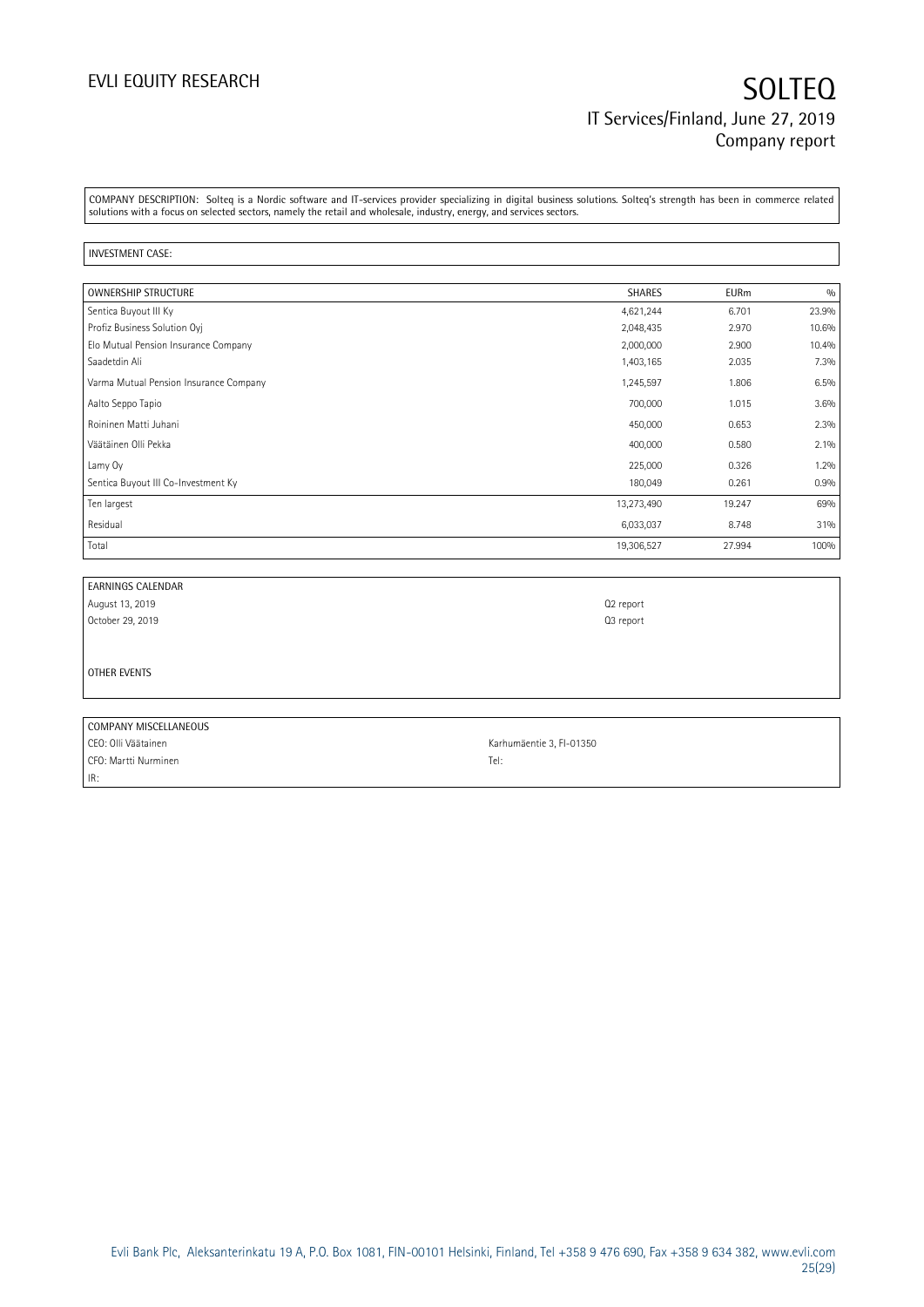COMPANY DESCRIPTION: Solteq is a Nordic software and IT-services provider specializing in digital business solutions. Solteq's strength has been in commerce related solutions with a focus on selected sectors, namely the retail and wholesale, industry, energy, and services sectors.

INVESTMENT CASE:

| OWNERSHIP STRUCTURE | SHARES | EURm | % |
|---|---|---|---|
| Sentica Buyout III Ky | 4,621,244 | 6.701 | 23.9% |
| Profiz Business Solution Oyj | 2,048,435 | 2.970 | 10.6% |
| Elo Mutual Pension Insurance Company | 2,000,000 | 2.900 | 10.4% |
| Saadetdin Ali | 1,403,165 | 2.035 | 7.3% |
| Varma Mutual Pension Insurance Company | 1,245,597 | 1.806 | 6.5% |
| Aalto Seppo Tapio | 700,000 | 1.015 | 3.6% |
| Roininen Matti Juhani | 450,000 | 0.653 | 2.3% |
| Väätäinen Olli Pekka | 400,000 | 0.580 | 2.1% |
| Lamy Oy | 225,000 | 0.326 | 1.2% |
| Sentica Buyout III Co-Investment Ky | 180,049 | 0.261 | 0.9% |
| Ten largest | 13,273,490 | 19.247 | 69% |
| Residual | 6,033,037 | 8.748 | 31% |
| Total | 19,306,527 | 27.994 | 100% |

| EARNINGS CALENDAR | |
|---|---|
| August 13, 2019 | Q2 report |
| October 29, 2019 | Q3 report |

OTHER EVENTS

| COMPANY MISCELLANEOUS | |
|---|---|
| CEO: Olli Väätainen | Karhumäentie 3, FI-01350 |
| CFO: Martti Nurminen | Tel: |
| IR: | |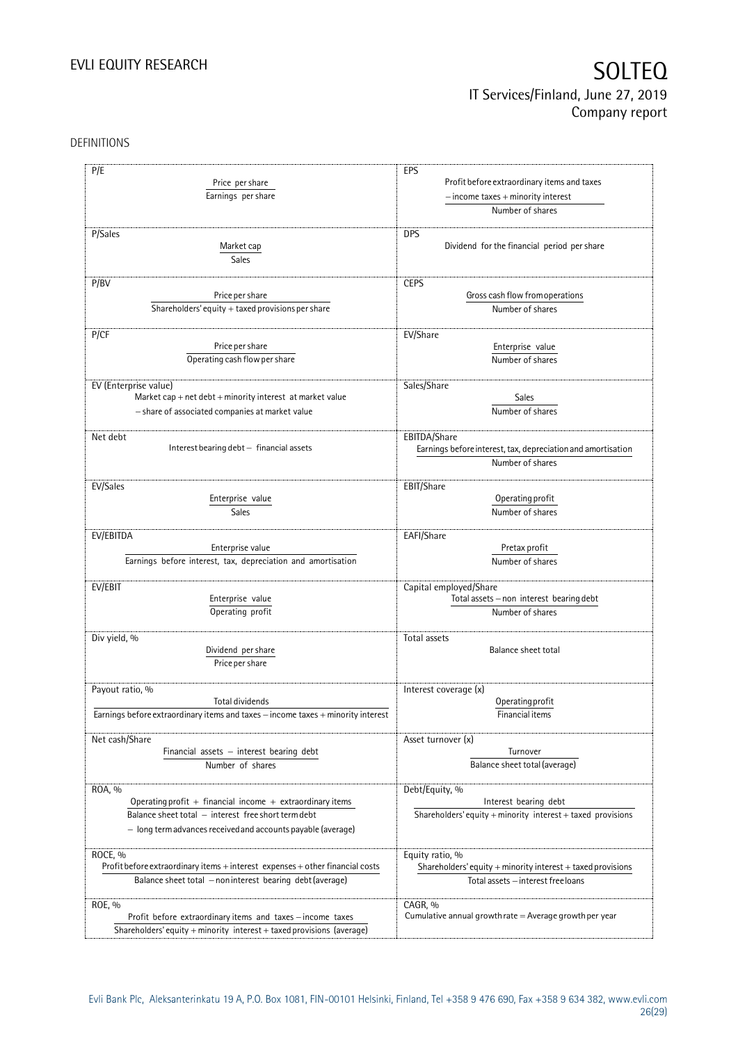DEFINITIONS

| | |
|---|---|
| **P/E**<br>$$\frac{\text{Price per share}}{\text{Earnings per share}}$$ | **EPS**<br>$$\frac{\text{Profit before extraordinary items and taxes} - \text{income taxes} + \text{minority interest}}{\text{Number of shares}}$$ |
| **P/Sales**<br>$$\frac{\text{Market cap}}{\text{Sales}}$$ | **DPS**<br>Dividend for the financial period per share |
| **P/BV**<br>$$\frac{\text{Price per share}}{\text{Shareholders' equity} + \text{taxed provisions per share}}$$ | **CEPS**<br>$$\frac{\text{Gross cash flow from operations}}{\text{Number of shares}}$$ |
| **P/CF**<br>$$\frac{\text{Price per share}}{\text{Operating cash flow per share}}$$ | **EV/Share**<br>$$\frac{\text{Enterprise value}}{\text{Number of shares}}$$ |
| **EV (Enterprise value)**<br>Market cap + net debt + minority interest at market value − share of associated companies at market value | **Sales/Share**<br>$$\frac{\text{Sales}}{\text{Number of shares}}$$ |
| **Net debt**<br>Interest bearing debt − financial assets | **EBITDA/Share**<br>$$\frac{\text{Earnings before interest, tax, depreciation and amortisation}}{\text{Number of shares}}$$ |
| **EV/Sales**<br>$$\frac{\text{Enterprise value}}{\text{Sales}}$$ | **EBIT/Share**<br>$$\frac{\text{Operating profit}}{\text{Number of shares}}$$ |
| **EV/EBITDA**<br>$$\frac{\text{Enterprise value}}{\text{Earnings before interest, tax, depreciation and amortisation}}$$ | **EAFI/Share**<br>$$\frac{\text{Pretax profit}}{\text{Number of shares}}$$ |
| **EV/EBIT**<br>$$\frac{\text{Enterprise value}}{\text{Operating profit}}$$ | **Capital employed/Share**<br>$$\frac{\text{Total assets} - \text{non interest bearing debt}}{\text{Number of shares}}$$ |
| **Div yield, %**<br>$$\frac{\text{Dividend per share}}{\text{Price per share}}$$ | **Total assets**<br>Balance sheet total |
| **Payout ratio, %**<br>$$\frac{\text{Total dividends}}{\text{Earnings before extraordinary items and taxes} - \text{income taxes} + \text{minority interest}}$$ | **Interest coverage (x)**<br>$$\frac{\text{Operating profit}}{\text{Financial items}}$$ |
| **Net cash/Share**<br>$$\frac{\text{Financial assets} - \text{interest bearing debt}}{\text{Number of shares}}$$ | **Asset turnover (x)**<br>$$\frac{\text{Turnover}}{\text{Balance sheet total (average)}}$$ |
| **ROA, %**<br>$$\frac{\text{Operating profit} + \text{financial income} + \text{extraordinary items}}{\text{Balance sheet total} - \text{interest free short term debt} - \text{long term advances received and accounts payable (average)}}$$ | **Debt/Equity, %**<br>$$\frac{\text{Interest bearing debt}}{\text{Shareholders' equity} + \text{minority interest} + \text{taxed provisions}}$$ |
| **ROCE, %**<br>$$\frac{\text{Profit before extraordinary items} + \text{interest expenses} + \text{other financial costs}}{\text{Balance sheet total} - \text{non interest bearing debt (average)}}$$ | **Equity ratio, %**<br>$$\frac{\text{Shareholders' equity} + \text{minority interest} + \text{taxed provisions}}{\text{Total assets} - \text{interest free loans}}$$ |
| **ROE, %**<br>$$\frac{\text{Profit before extraordinary items and taxes} - \text{income taxes}}{\text{Shareholders' equity} + \text{minority interest} + \text{taxed provisions (average)}}$$ | **CAGR, %**<br>Cumulative annual growth rate = Average growth per year |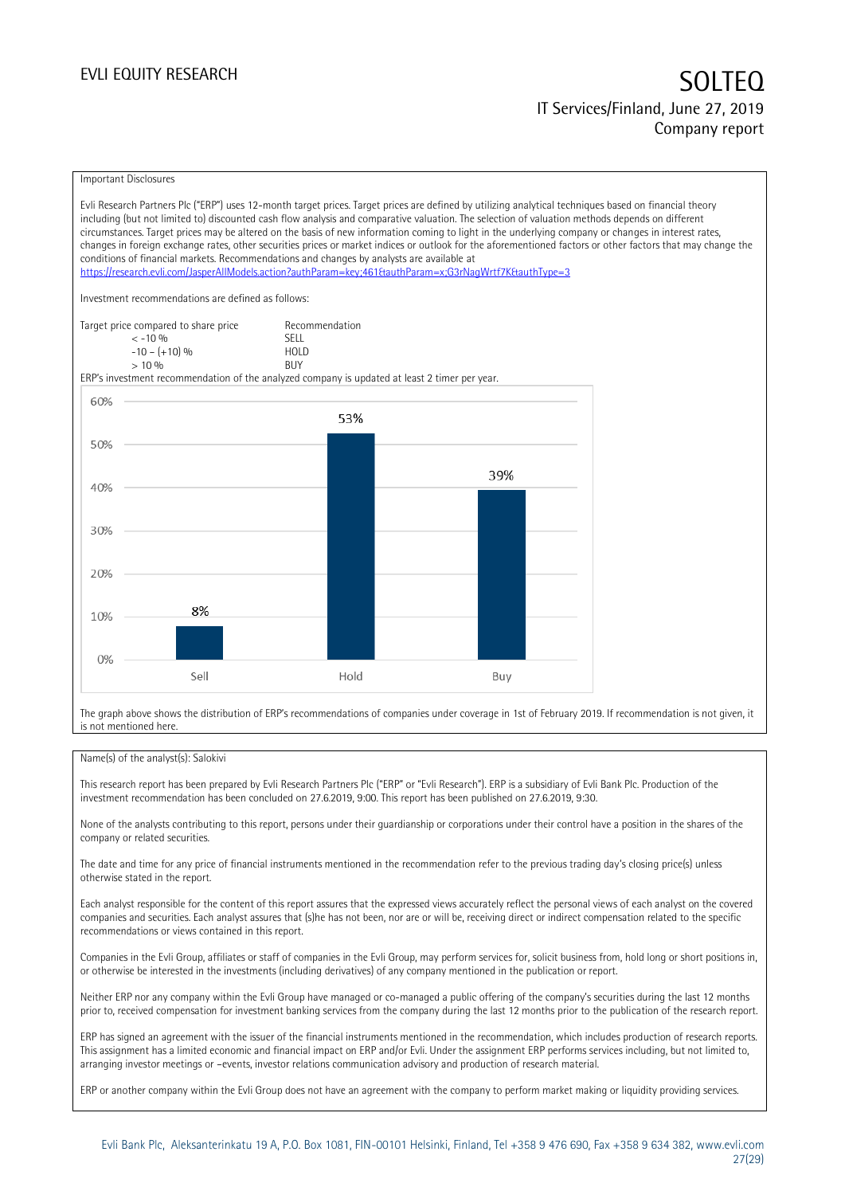Important Disclosures

Evli Research Partners Plc ("ERP") uses 12-month target prices. Target prices are defined by utilizing analytical techniques based on financial theory including (but not limited to) discounted cash flow analysis and comparative valuation. The selection of valuation methods depends on different circumstances. Target prices may be altered on the basis of new information coming to light in the underlying company or changes in interest rates, changes in foreign exchange rates, other securities prices or market indices or outlook for the aforementioned factors or other factors that may change the conditions of financial markets. Recommendations and changes by analysts are available at https://research.evli.com/JasperAllModels.action?authParam=key;461&authParam=x;G3rNagWrtf7K&authType=3

Investment recommendations are defined as follows:

| Target price compared to share price | Recommendation |
|---|---|
| < -10 % | SELL |
| -10 – (+10) % | HOLD |
| > 10 % | BUY |

ERP's investment recommendation of the analyzed company is updated at least 2 timer per year.

| | Sell | Hold | Buy |
|---|---|---|---|
| Share | 8% | 53% | 39% |

The graph above shows the distribution of ERP's recommendations of companies under coverage in 1st of February 2019. If recommendation is not given, it is not mentioned here.

Name(s) of the analyst(s): Salokivi

This research report has been prepared by Evli Research Partners Plc ("ERP" or "Evli Research"). ERP is a subsidiary of Evli Bank Plc. Production of the investment recommendation has been concluded on 27.6.2019, 9:00. This report has been published on 27.6.2019, 9:30.

None of the analysts contributing to this report, persons under their guardianship or corporations under their control have a position in the shares of the company or related securities.

The date and time for any price of financial instruments mentioned in the recommendation refer to the previous trading day's closing price(s) unless otherwise stated in the report.

Each analyst responsible for the content of this report assures that the expressed views accurately reflect the personal views of each analyst on the covered companies and securities. Each analyst assures that (s)he has not been, nor are or will be, receiving direct or indirect compensation related to the specific recommendations or views contained in this report.

Companies in the Evli Group, affiliates or staff of companies in the Evli Group, may perform services for, solicit business from, hold long or short positions in, or otherwise be interested in the investments (including derivatives) of any company mentioned in the publication or report.

Neither ERP nor any company within the Evli Group have managed or co-managed a public offering of the company's securities during the last 12 months prior to, received compensation for investment banking services from the company during the last 12 months prior to the publication of the research report.

ERP has signed an agreement with the issuer of the financial instruments mentioned in the recommendation, which includes production of research reports. This assignment has a limited economic and financial impact on ERP and/or Evli. Under the assignment ERP performs services including, but not limited to, arranging investor meetings or –events, investor relations communication advisory and production of research material.

ERP or another company within the Evli Group does not have an agreement with the company to perform market making or liquidity providing services.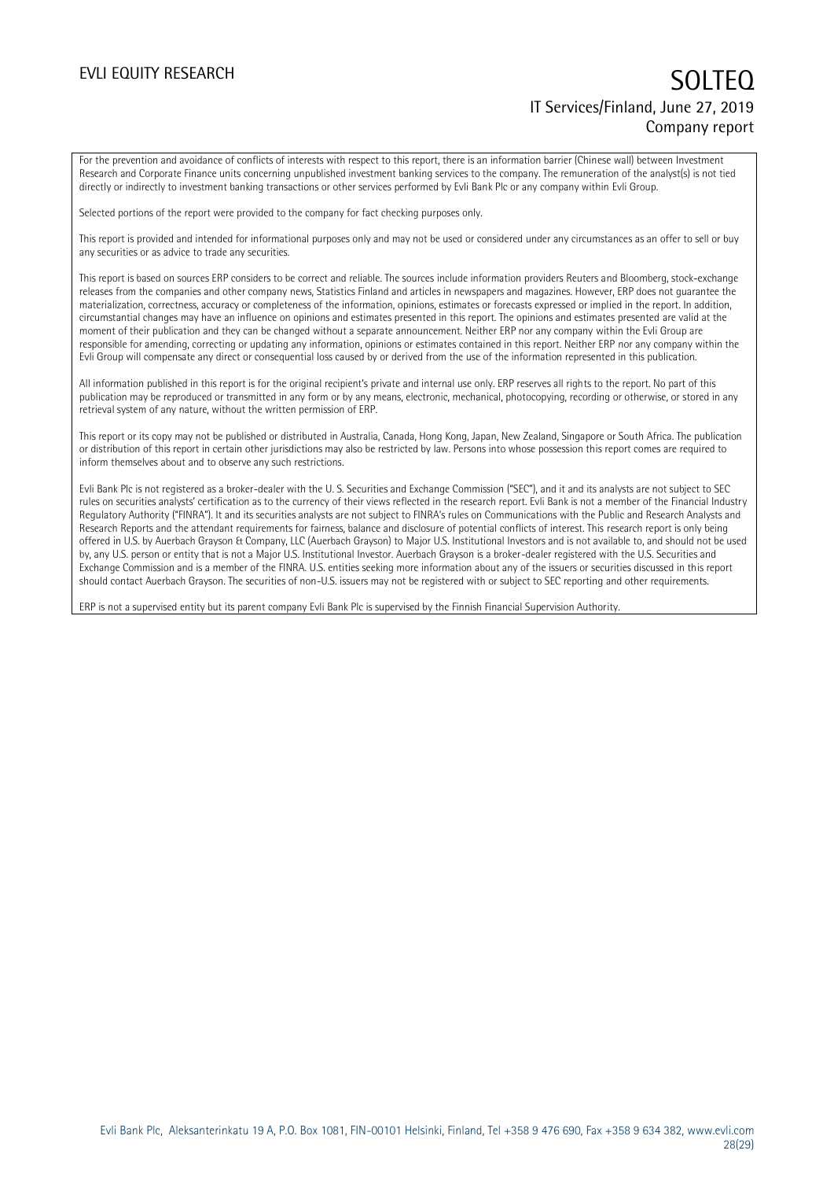For the prevention and avoidance of conflicts of interests with respect to this report, there is an information barrier (Chinese wall) between Investment Research and Corporate Finance units concerning unpublished investment banking services to the company. The remuneration of the analyst(s) is not tied directly or indirectly to investment banking transactions or other services performed by Evli Bank Plc or any company within Evli Group.

Selected portions of the report were provided to the company for fact checking purposes only.

This report is provided and intended for informational purposes only and may not be used or considered under any circumstances as an offer to sell or buy any securities or as advice to trade any securities.

This report is based on sources ERP considers to be correct and reliable. The sources include information providers Reuters and Bloomberg, stock-exchange releases from the companies and other company news, Statistics Finland and articles in newspapers and magazines. However, ERP does not guarantee the materialization, correctness, accuracy or completeness of the information, opinions, estimates or forecasts expressed or implied in the report. In addition, circumstantial changes may have an influence on opinions and estimates presented in this report. The opinions and estimates presented are valid at the moment of their publication and they can be changed without a separate announcement. Neither ERP nor any company within the Evli Group are responsible for amending, correcting or updating any information, opinions or estimates contained in this report. Neither ERP nor any company within the Evli Group will compensate any direct or consequential loss caused by or derived from the use of the information represented in this publication.

All information published in this report is for the original recipient's private and internal use only. ERP reserves all rights to the report. No part of this publication may be reproduced or transmitted in any form or by any means, electronic, mechanical, photocopying, recording or otherwise, or stored in any retrieval system of any nature, without the written permission of ERP.

This report or its copy may not be published or distributed in Australia, Canada, Hong Kong, Japan, New Zealand, Singapore or South Africa. The publication or distribution of this report in certain other jurisdictions may also be restricted by law. Persons into whose possession this report comes are required to inform themselves about and to observe any such restrictions.

Evli Bank Plc is not registered as a broker-dealer with the U. S. Securities and Exchange Commission ("SEC"), and it and its analysts are not subject to SEC rules on securities analysts' certification as to the currency of their views reflected in the research report. Evli Bank is not a member of the Financial Industry Regulatory Authority ("FINRA"). It and its securities analysts are not subject to FINRA's rules on Communications with the Public and Research Analysts and Research Reports and the attendant requirements for fairness, balance and disclosure of potential conflicts of interest. This research report is only being offered in U.S. by Auerbach Grayson & Company, LLC (Auerbach Grayson) to Major U.S. Institutional Investors and is not available to, and should not be used by, any U.S. person or entity that is not a Major U.S. Institutional Investor. Auerbach Grayson is a broker-dealer registered with the U.S. Securities and Exchange Commission and is a member of the FINRA. U.S. entities seeking more information about any of the issuers or securities discussed in this report should contact Auerbach Grayson. The securities of non-U.S. issuers may not be registered with or subject to SEC reporting and other requirements.

ERP is not a supervised entity but its parent company Evli Bank Plc is supervised by the Finnish Financial Supervision Authority.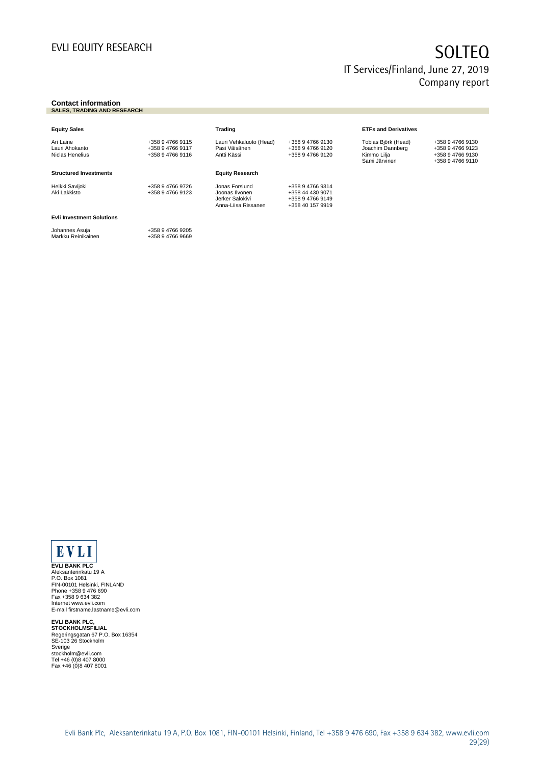## Contact information

**SALES, TRADING AND RESEARCH**

**Equity Sales**

| | |
|---|---|
| Ari Laine | +358 9 4766 9115 |
| Lauri Ahokanto | +358 9 4766 9117 |
| Niclas Henelius | +358 9 4766 9116 |

**Trading**

| | |
|---|---|
| Lauri Vehkaluoto (Head) | +358 9 4766 9130 |
| Pasi Väisänen | +358 9 4766 9120 |
| Antti Kässi | +358 9 4766 9120 |

**ETFs and Derivatives**

| | |
|---|---|
| Tobias Björk (Head) | +358 9 4766 9130 |
| Joachim Dannberg | +358 9 4766 9123 |
| Kimmo Lilja | +358 9 4766 9130 |
| Sami Järvinen | +358 9 4766 9110 |

**Structured Investments**

| | |
|---|---|
| Heikki Savijoki | +358 9 4766 9726 |
| Aki Lakkisto | +358 9 4766 9123 |

**Equity Research**

| | |
|---|---|
| Jonas Forslund | +358 9 4766 9314 |
| Joonas Ilvonen | +358 44 430 9071 |
| Jerker Salokivi | +358 9 4766 9149 |
| Anna-Liisa Rissanen | +358 40 157 9919 |

**Evli Investment Solutions**

| | |
|---|---|
| Johannes Asuja | +358 9 4766 9205 |
| Markku Reinikainen | +358 9 4766 9669 |

EVLI

**EVLI BANK PLC**
Aleksanterinkatu 19 A
P.O. Box 1081
FIN-00101 Helsinki, FINLAND
Phone +358 9 476 690
Fax +358 9 634 382
Internet www.evli.com
E-mail firstname.lastname@evli.com

**EVLI BANK PLC, STOCKHOLMSFILIAL**
Regeringsgatan 67 P.O. Box 16354
SE-103 26 Stockholm
Sverige
stockholm@evli.com
Tel +46 (0)8 407 8000
Fax +46 (0)8 407 8001